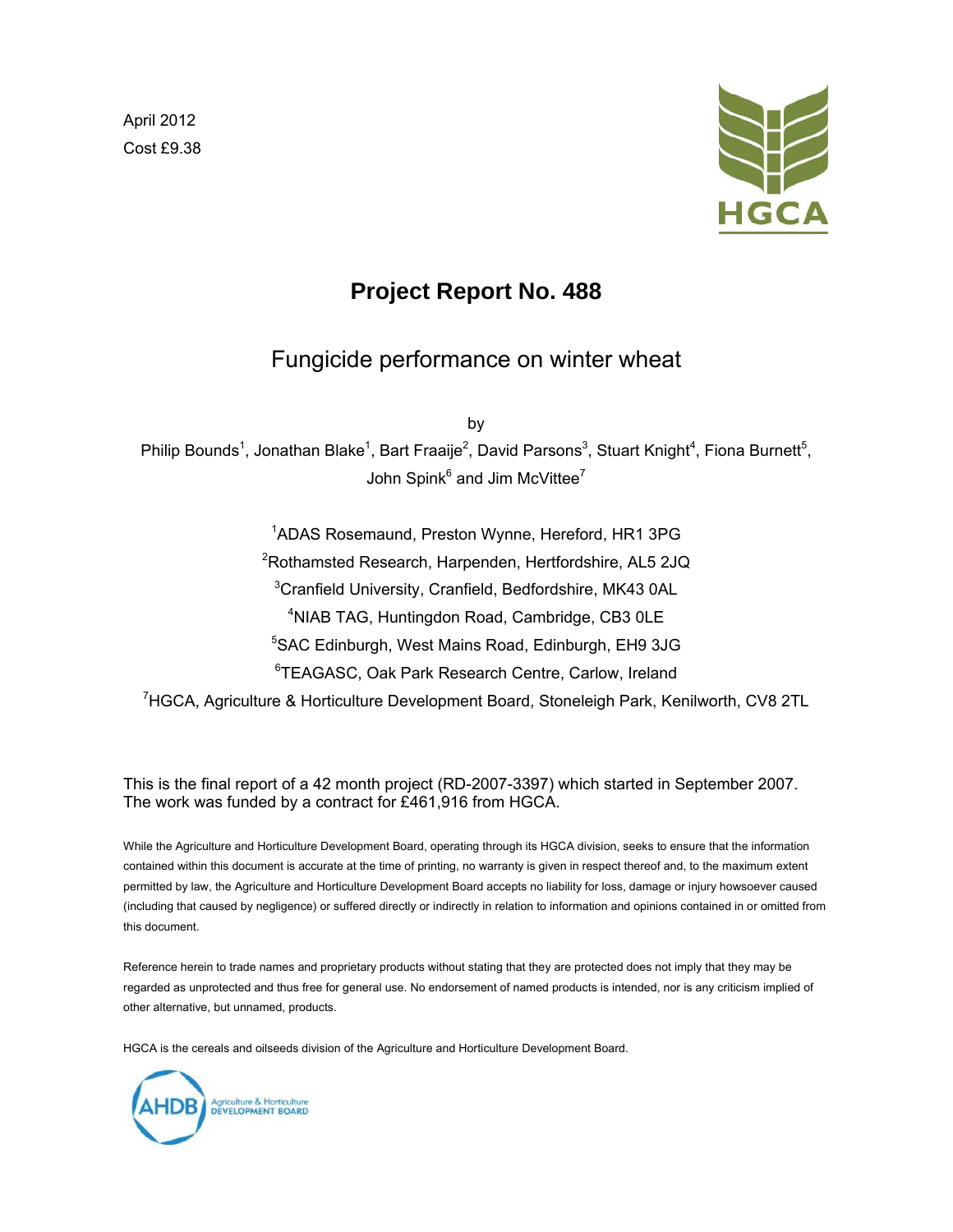April 2012

Cost £9.38

HGCA

# Project Report No. 488

## Fungicide performance on winter wheat

by

Philip Bounds[1], Jonathan Blake[1], Bart Fraaije[2], David Parsons[3], Stuart Knight[4], Fiona Burnett[5], John Spink[6] and Jim McVittee[7]

[1]ADAS Rosemaund, Preston Wynne, Hereford, HR1 3PG

[2]Rothamsted Research, Harpenden, Hertfordshire, AL5 2JQ

[3]Cranfield University, Cranfield, Bedfordshire, MK43 0AL

[4]NIAB TAG, Huntingdon Road, Cambridge, CB3 0LE

[5]SAC Edinburgh, West Mains Road, Edinburgh, EH9 3JG

[6]TEAGASC, Oak Park Research Centre, Carlow, Ireland

[7]HGCA, Agriculture & Horticulture Development Board, Stoneleigh Park, Kenilworth, CV8 2TL

This is the final report of a 42 month project (RD-2007-3397) which started in September 2007. The work was funded by a contract for £461,916 from HGCA.

While the Agriculture and Horticulture Development Board, operating through its HGCA division, seeks to ensure that the information contained within this document is accurate at the time of printing, no warranty is given in respect thereof and, to the maximum extent permitted by law, the Agriculture and Horticulture Development Board accepts no liability for loss, damage or injury howsoever caused (including that caused by negligence) or suffered directly or indirectly in relation to information and opinions contained in or omitted from this document.

Reference herein to trade names and proprietary products without stating that they are protected does not imply that they may be regarded as unprotected and thus free for general use. No endorsement of named products is intended, nor is any criticism implied of other alternative, but unnamed, products.

HGCA is the cereals and oilseeds division of the Agriculture and Horticulture Development Board.

AHDB Agriculture & Horticulture DEVELOPMENT BOARD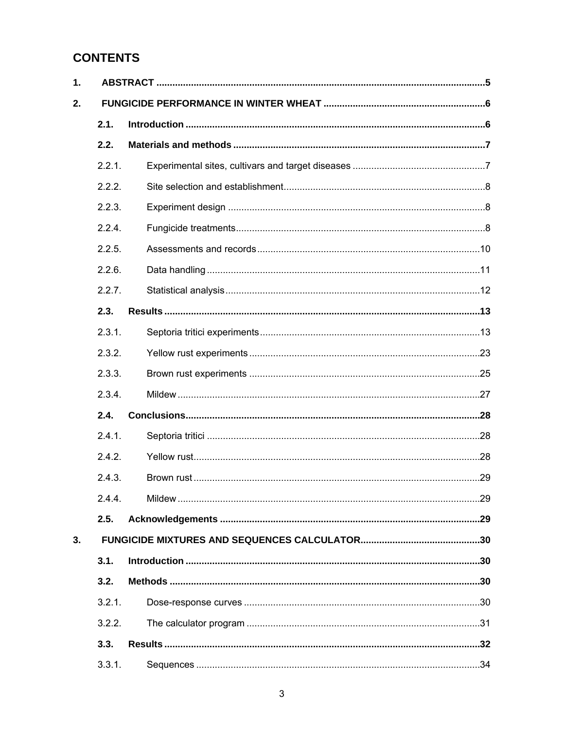# CONTENTS

1. **ABSTRACT** ........................................................................................................................ 5

2. **FUNGICIDE PERFORMANCE IN WINTER WHEAT** ............................................................ 6

   **2.1. Introduction** ............................................................................................................... 6

   **2.2. Materials and methods** ............................................................................................. 7

   2.2.1. Experimental sites, cultivars and target diseases ................................................. 7

   2.2.2. Site selection and establishment ........................................................................... 8

   2.2.3. Experiment design ................................................................................................ 8

   2.2.4. Fungicide treatments ............................................................................................. 8

   2.2.5. Assessments and records ................................................................................... 10

   2.2.6. Data handling ...................................................................................................... 11

   2.2.7. Statistical analysis ............................................................................................... 12

   **2.3. Results** ..................................................................................................................... 13

   2.3.1. Septoria tritici experiments .................................................................................. 13

   2.3.2. Yellow rust experiments ...................................................................................... 23

   2.3.3. Brown rust experiments ...................................................................................... 25

   2.3.4. Mildew ................................................................................................................. 27

   **2.4. Conclusions** .............................................................................................................. 28

   2.4.1. Septoria tritici ...................................................................................................... 28

   2.4.2. Yellow rust ........................................................................................................... 28

   2.4.3. Brown rust ........................................................................................................... 29

   2.4.4. Mildew ................................................................................................................. 29

   **2.5. Acknowledgements** ................................................................................................. 29

3. **FUNGICIDE MIXTURES AND SEQUENCES CALCULATOR** ............................................ 30

   **3.1. Introduction** ............................................................................................................. 30

   **3.2. Methods** .................................................................................................................... 30

   3.2.1. Dose-response curves ........................................................................................ 30

   3.2.2. The calculator program ....................................................................................... 31

   **3.3. Results** ..................................................................................................................... 32

   3.3.1. Sequences .......................................................................................................... 34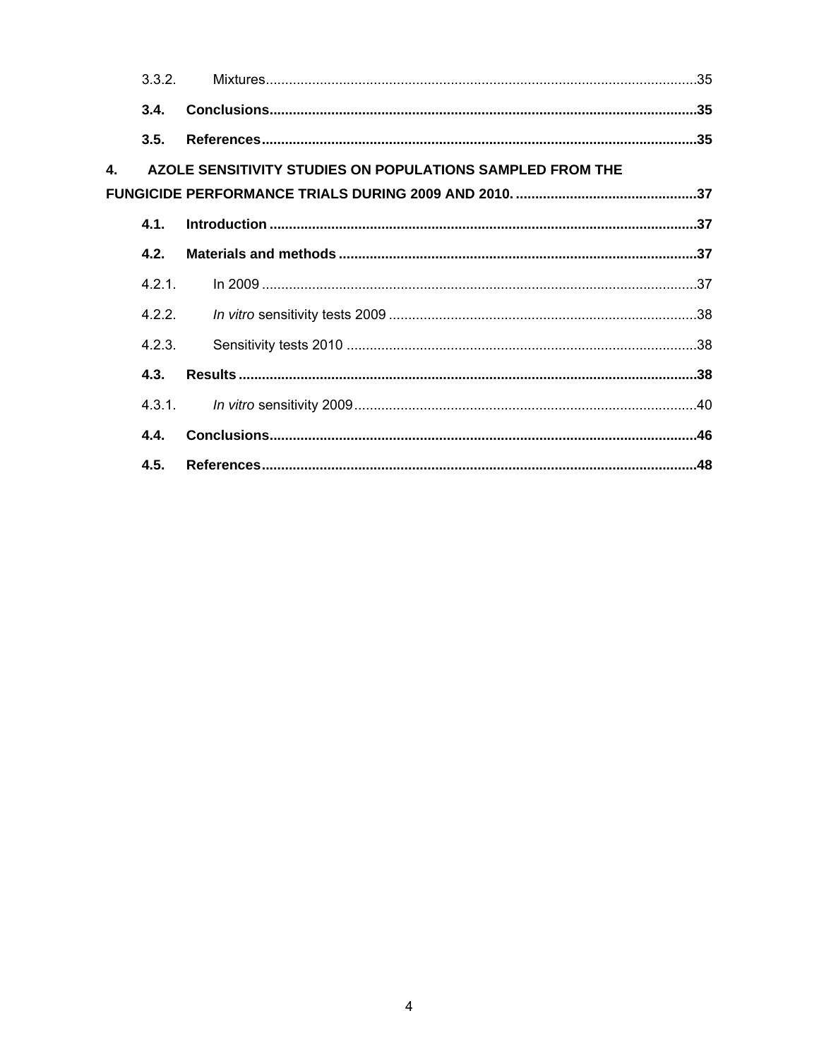3.3.2. Mixtures....35

**3.4. Conclusions....35**

**3.5. References....35**

**4. AZOLE SENSITIVITY STUDIES ON POPULATIONS SAMPLED FROM THE FUNGICIDE PERFORMANCE TRIALS DURING 2009 AND 2010. ....37**

**4.1. Introduction ....37**

**4.2. Materials and methods ....37**

4.2.1. In 2009 ....37

4.2.2. *In vitro* sensitivity tests 2009 ....38

4.2.3. Sensitivity tests 2010 ....38

**4.3. Results ....38**

4.3.1. *In vitro* sensitivity 2009....40

**4.4. Conclusions....46**

**4.5. References....48**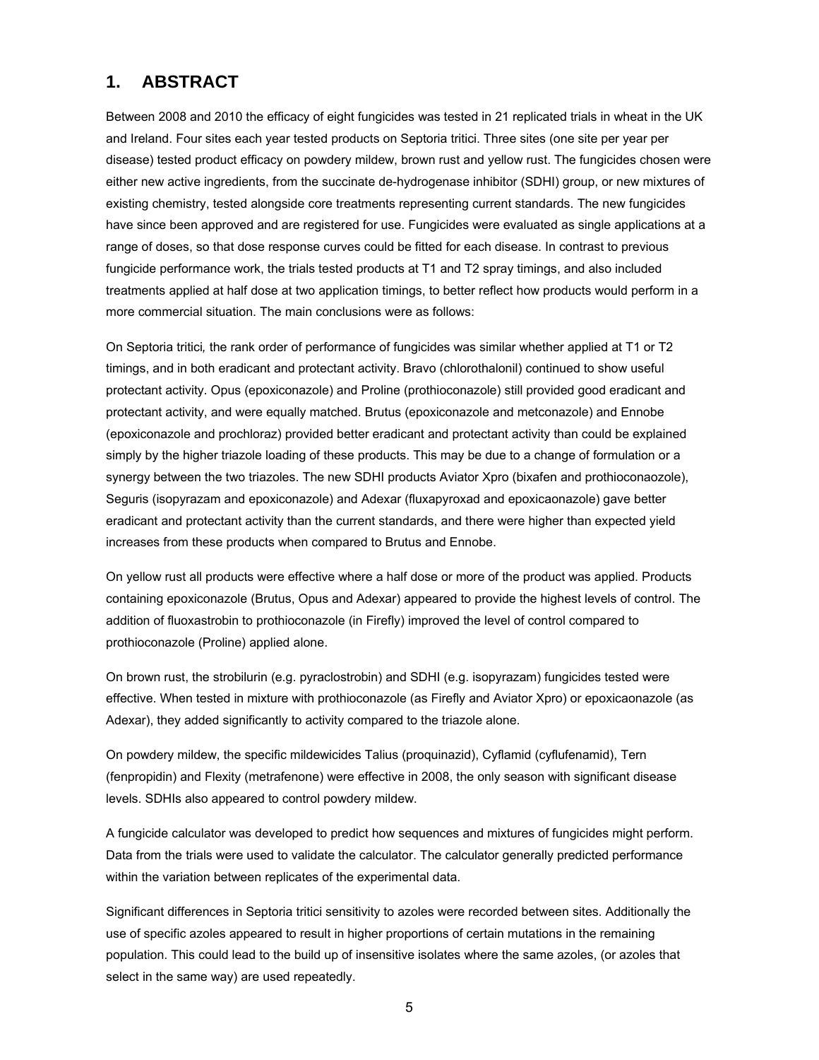## 1. ABSTRACT

Between 2008 and 2010 the efficacy of eight fungicides was tested in 21 replicated trials in wheat in the UK and Ireland. Four sites each year tested products on Septoria tritici. Three sites (one site per year per disease) tested product efficacy on powdery mildew, brown rust and yellow rust. The fungicides chosen were either new active ingredients, from the succinate de-hydrogenase inhibitor (SDHI) group, or new mixtures of existing chemistry, tested alongside core treatments representing current standards. The new fungicides have since been approved and are registered for use. Fungicides were evaluated as single applications at a range of doses, so that dose response curves could be fitted for each disease. In contrast to previous fungicide performance work, the trials tested products at T1 and T2 spray timings, and also included treatments applied at half dose at two application timings, to better reflect how products would perform in a more commercial situation. The main conclusions were as follows:

On Septoria tritici*,* the rank order of performance of fungicides was similar whether applied at T1 or T2 timings, and in both eradicant and protectant activity. Bravo (chlorothalonil) continued to show useful protectant activity. Opus (epoxiconazole) and Proline (prothioconazole) still provided good eradicant and protectant activity, and were equally matched. Brutus (epoxiconazole and metconazole) and Ennobe (epoxiconazole and prochloraz) provided better eradicant and protectant activity than could be explained simply by the higher triazole loading of these products. This may be due to a change of formulation or a synergy between the two triazoles. The new SDHI products Aviator Xpro (bixafen and prothioconaozole), Seguris (isopyrazam and epoxiconazole) and Adexar (fluxapyroxad and epoxicaonazole) gave better eradicant and protectant activity than the current standards, and there were higher than expected yield increases from these products when compared to Brutus and Ennobe.

On yellow rust all products were effective where a half dose or more of the product was applied. Products containing epoxiconazole (Brutus, Opus and Adexar) appeared to provide the highest levels of control. The addition of fluoxastrobin to prothioconazole (in Firefly) improved the level of control compared to prothioconazole (Proline) applied alone.

On brown rust, the strobilurin (e.g. pyraclostrobin) and SDHI (e.g. isopyrazam) fungicides tested were effective. When tested in mixture with prothioconazole (as Firefly and Aviator Xpro) or epoxicaonazole (as Adexar), they added significantly to activity compared to the triazole alone.

On powdery mildew, the specific mildewicides Talius (proquinazid), Cyflamid (cyflufenamid), Tern (fenpropidin) and Flexity (metrafenone) were effective in 2008, the only season with significant disease levels. SDHIs also appeared to control powdery mildew.

A fungicide calculator was developed to predict how sequences and mixtures of fungicides might perform. Data from the trials were used to validate the calculator. The calculator generally predicted performance within the variation between replicates of the experimental data.

Significant differences in Septoria tritici sensitivity to azoles were recorded between sites. Additionally the use of specific azoles appeared to result in higher proportions of certain mutations in the remaining population. This could lead to the build up of insensitive isolates where the same azoles, (or azoles that select in the same way) are used repeatedly.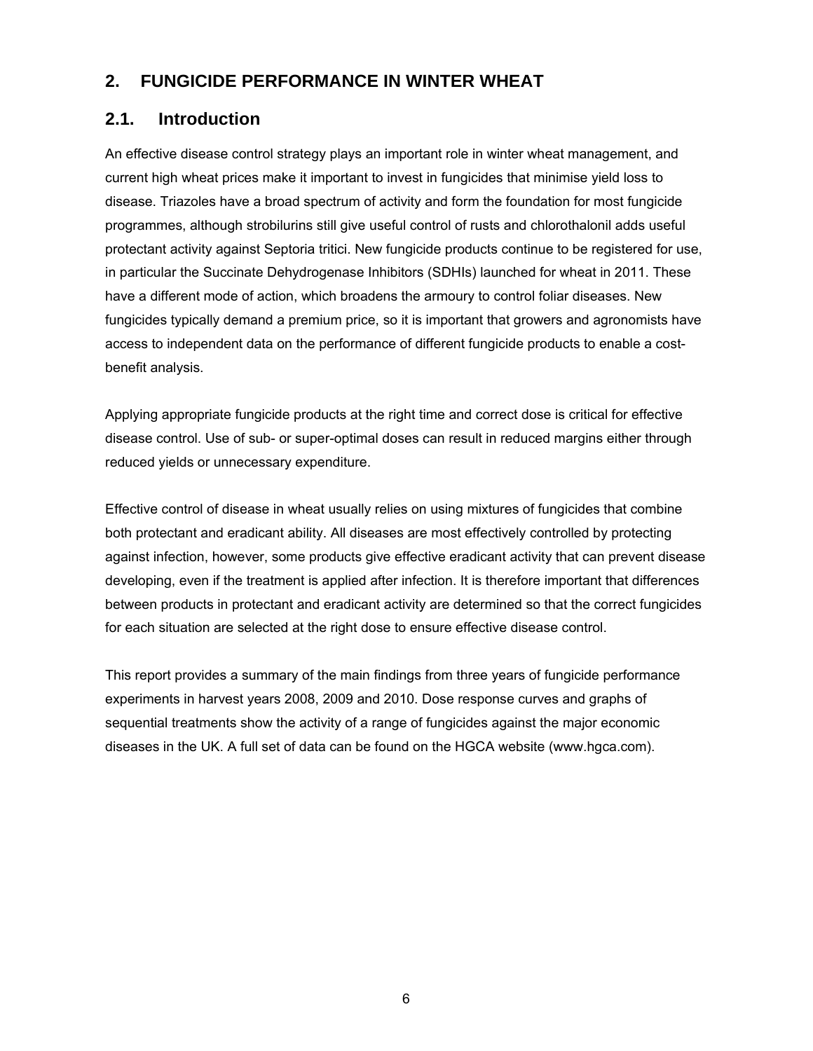## 2. FUNGICIDE PERFORMANCE IN WINTER WHEAT

### 2.1. Introduction

An effective disease control strategy plays an important role in winter wheat management, and current high wheat prices make it important to invest in fungicides that minimise yield loss to disease. Triazoles have a broad spectrum of activity and form the foundation for most fungicide programmes, although strobilurins still give useful control of rusts and chlorothalonil adds useful protectant activity against Septoria tritici. New fungicide products continue to be registered for use, in particular the Succinate Dehydrogenase Inhibitors (SDHIs) launched for wheat in 2011. These have a different mode of action, which broadens the armoury to control foliar diseases. New fungicides typically demand a premium price, so it is important that growers and agronomists have access to independent data on the performance of different fungicide products to enable a cost-benefit analysis.

Applying appropriate fungicide products at the right time and correct dose is critical for effective disease control. Use of sub- or super-optimal doses can result in reduced margins either through reduced yields or unnecessary expenditure.

Effective control of disease in wheat usually relies on using mixtures of fungicides that combine both protectant and eradicant ability. All diseases are most effectively controlled by protecting against infection, however, some products give effective eradicant activity that can prevent disease developing, even if the treatment is applied after infection. It is therefore important that differences between products in protectant and eradicant activity are determined so that the correct fungicides for each situation are selected at the right dose to ensure effective disease control.

This report provides a summary of the main findings from three years of fungicide performance experiments in harvest years 2008, 2009 and 2010. Dose response curves and graphs of sequential treatments show the activity of a range of fungicides against the major economic diseases in the UK. A full set of data can be found on the HGCA website (www.hgca.com).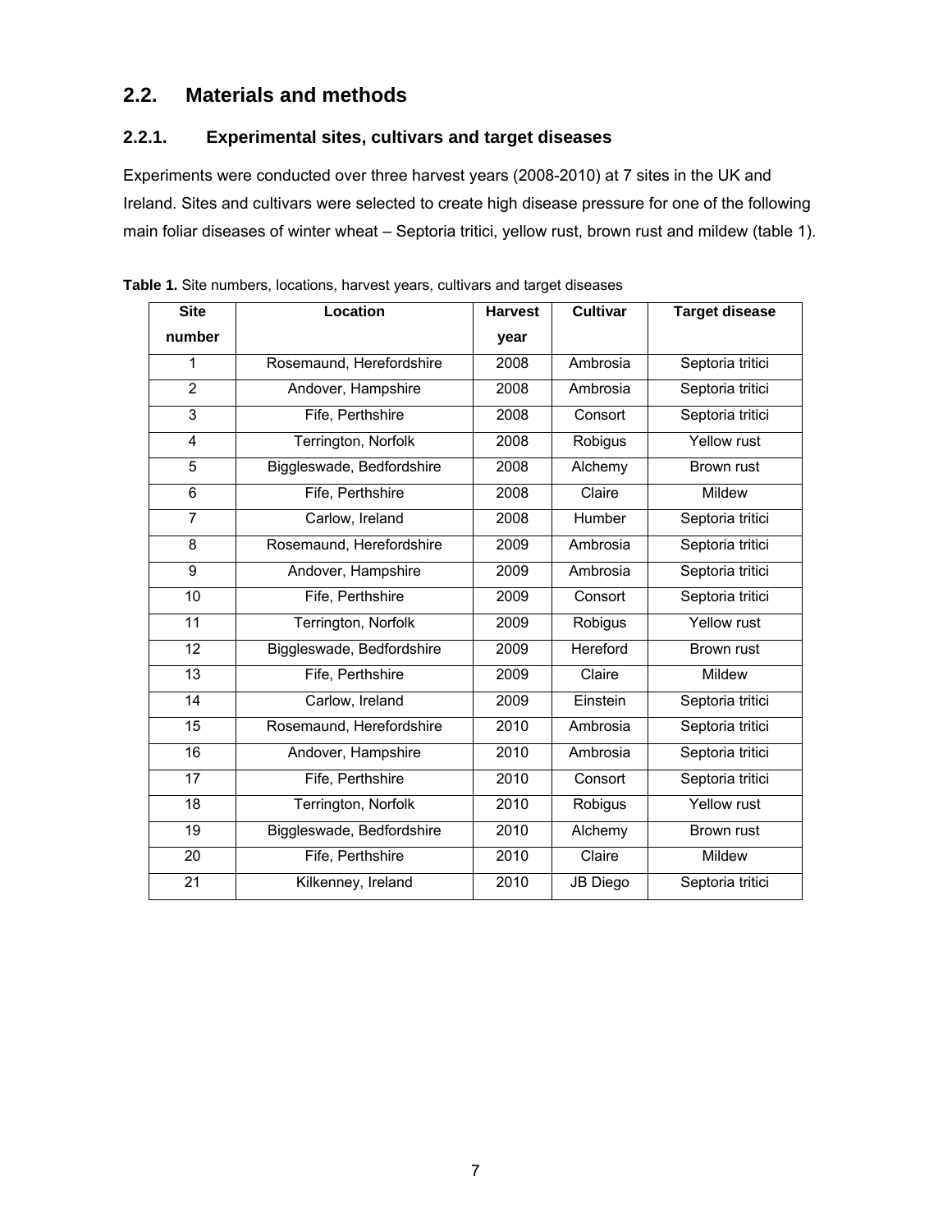## 2.2. Materials and methods

### 2.2.1. Experimental sites, cultivars and target diseases

Experiments were conducted over three harvest years (2008-2010) at 7 sites in the UK and Ireland. Sites and cultivars were selected to create high disease pressure for one of the following main foliar diseases of winter wheat – Septoria tritici, yellow rust, brown rust and mildew (table 1).

**Table 1.** Site numbers, locations, harvest years, cultivars and target diseases

| Site number | Location | Harvest year | Cultivar | Target disease |
|---|---|---|---|---|
| 1 | Rosemaund, Herefordshire | 2008 | Ambrosia | Septoria tritici |
| 2 | Andover, Hampshire | 2008 | Ambrosia | Septoria tritici |
| 3 | Fife, Perthshire | 2008 | Consort | Septoria tritici |
| 4 | Terrington, Norfolk | 2008 | Robigus | Yellow rust |
| 5 | Biggleswade, Bedfordshire | 2008 | Alchemy | Brown rust |
| 6 | Fife, Perthshire | 2008 | Claire | Mildew |
| 7 | Carlow, Ireland | 2008 | Humber | Septoria tritici |
| 8 | Rosemaund, Herefordshire | 2009 | Ambrosia | Septoria tritici |
| 9 | Andover, Hampshire | 2009 | Ambrosia | Septoria tritici |
| 10 | Fife, Perthshire | 2009 | Consort | Septoria tritici |
| 11 | Terrington, Norfolk | 2009 | Robigus | Yellow rust |
| 12 | Biggleswade, Bedfordshire | 2009 | Hereford | Brown rust |
| 13 | Fife, Perthshire | 2009 | Claire | Mildew |
| 14 | Carlow, Ireland | 2009 | Einstein | Septoria tritici |
| 15 | Rosemaund, Herefordshire | 2010 | Ambrosia | Septoria tritici |
| 16 | Andover, Hampshire | 2010 | Ambrosia | Septoria tritici |
| 17 | Fife, Perthshire | 2010 | Consort | Septoria tritici |
| 18 | Terrington, Norfolk | 2010 | Robigus | Yellow rust |
| 19 | Biggleswade, Bedfordshire | 2010 | Alchemy | Brown rust |
| 20 | Fife, Perthshire | 2010 | Claire | Mildew |
| 21 | Kilkenney, Ireland | 2010 | JB Diego | Septoria tritici |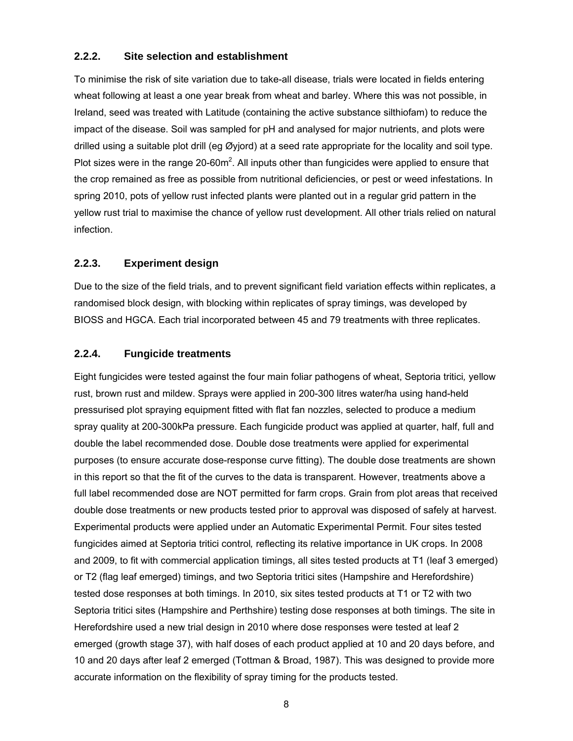### 2.2.2. Site selection and establishment

To minimise the risk of site variation due to take-all disease, trials were located in fields entering wheat following at least a one year break from wheat and barley. Where this was not possible, in Ireland, seed was treated with Latitude (containing the active substance silthiofam) to reduce the impact of the disease. Soil was sampled for pH and analysed for major nutrients, and plots were drilled using a suitable plot drill (eg Øyjord) at a seed rate appropriate for the locality and soil type. Plot sizes were in the range 20-60m$^2$. All inputs other than fungicides were applied to ensure that the crop remained as free as possible from nutritional deficiencies, or pest or weed infestations. In spring 2010, pots of yellow rust infected plants were planted out in a regular grid pattern in the yellow rust trial to maximise the chance of yellow rust development. All other trials relied on natural infection.

### 2.2.3. Experiment design

Due to the size of the field trials, and to prevent significant field variation effects within replicates, a randomised block design, with blocking within replicates of spray timings, was developed by BIOSS and HGCA. Each trial incorporated between 45 and 79 treatments with three replicates.

### 2.2.4. Fungicide treatments

Eight fungicides were tested against the four main foliar pathogens of wheat, Septoria tritici*,* yellow rust, brown rust and mildew. Sprays were applied in 200-300 litres water/ha using hand-held pressurised plot spraying equipment fitted with flat fan nozzles, selected to produce a medium spray quality at 200-300kPa pressure. Each fungicide product was applied at quarter, half, full and double the label recommended dose. Double dose treatments were applied for experimental purposes (to ensure accurate dose-response curve fitting). The double dose treatments are shown in this report so that the fit of the curves to the data is transparent. However, treatments above a full label recommended dose are NOT permitted for farm crops. Grain from plot areas that received double dose treatments or new products tested prior to approval was disposed of safely at harvest. Experimental products were applied under an Automatic Experimental Permit. Four sites tested fungicides aimed at Septoria tritici control*,* reflecting its relative importance in UK crops. In 2008 and 2009, to fit with commercial application timings, all sites tested products at T1 (leaf 3 emerged) or T2 (flag leaf emerged) timings, and two Septoria tritici sites (Hampshire and Herefordshire) tested dose responses at both timings. In 2010, six sites tested products at T1 or T2 with two Septoria tritici sites (Hampshire and Perthshire) testing dose responses at both timings. The site in Herefordshire used a new trial design in 2010 where dose responses were tested at leaf 2 emerged (growth stage 37), with half doses of each product applied at 10 and 20 days before, and 10 and 20 days after leaf 2 emerged (Tottman & Broad, 1987). This was designed to provide more accurate information on the flexibility of spray timing for the products tested.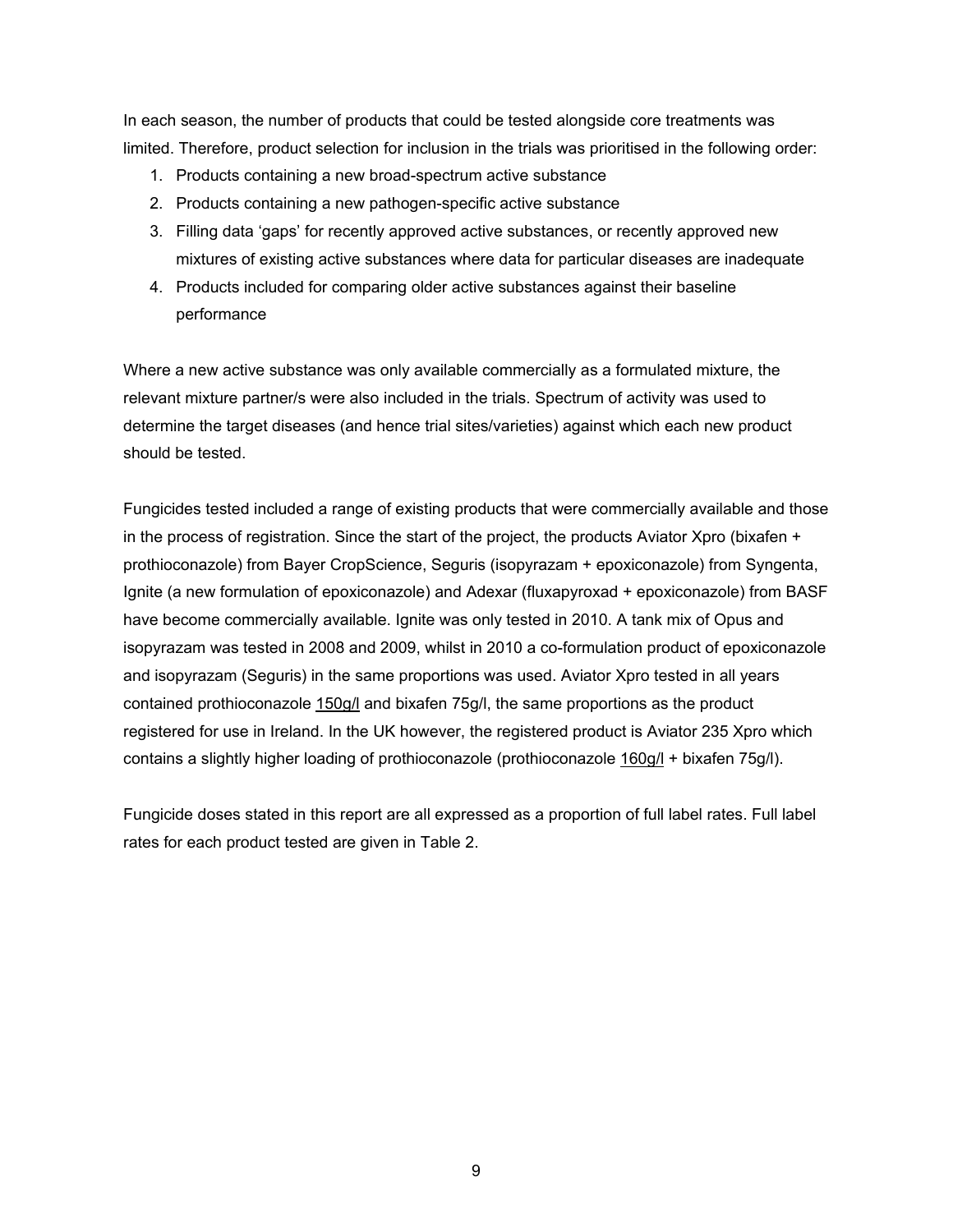In each season, the number of products that could be tested alongside core treatments was limited. Therefore, product selection for inclusion in the trials was prioritised in the following order:

1. Products containing a new broad-spectrum active substance
2. Products containing a new pathogen-specific active substance
3. Filling data 'gaps' for recently approved active substances, or recently approved new mixtures of existing active substances where data for particular diseases are inadequate
4. Products included for comparing older active substances against their baseline performance

Where a new active substance was only available commercially as a formulated mixture, the relevant mixture partner/s were also included in the trials. Spectrum of activity was used to determine the target diseases (and hence trial sites/varieties) against which each new product should be tested.

Fungicides tested included a range of existing products that were commercially available and those in the process of registration. Since the start of the project, the products Aviator Xpro (bixafen + prothioconazole) from Bayer CropScience, Seguris (isopyrazam + epoxiconazole) from Syngenta, Ignite (a new formulation of epoxiconazole) and Adexar (fluxapyroxad + epoxiconazole) from BASF have become commercially available. Ignite was only tested in 2010. A tank mix of Opus and isopyrazam was tested in 2008 and 2009, whilst in 2010 a co-formulation product of epoxiconazole and isopyrazam (Seguris) in the same proportions was used. Aviator Xpro tested in all years contained prothioconazole 150g/l and bixafen 75g/l, the same proportions as the product registered for use in Ireland. In the UK however, the registered product is Aviator 235 Xpro which contains a slightly higher loading of prothioconazole (prothioconazole 160g/l + bixafen 75g/l).

Fungicide doses stated in this report are all expressed as a proportion of full label rates. Full label rates for each product tested are given in Table 2.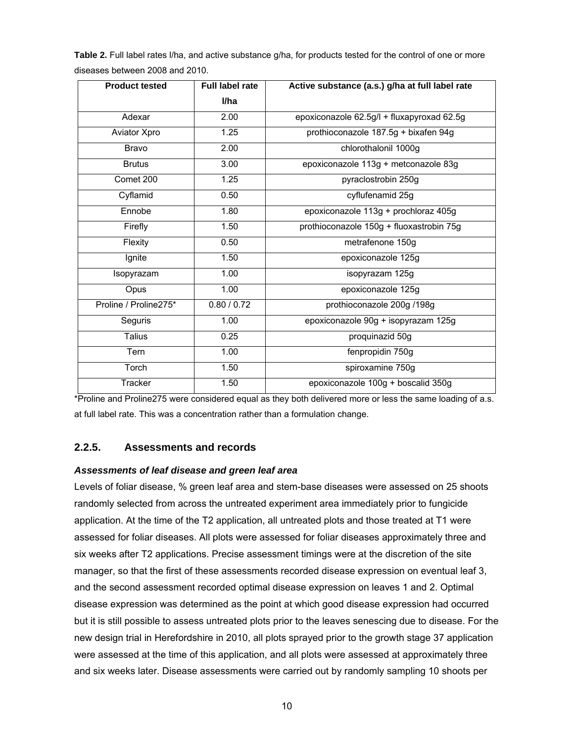**Table 2.** Full label rates l/ha, and active substance g/ha, for products tested for the control of one or more diseases between 2008 and 2010.

| Product tested | Full label rate l/ha | Active substance (a.s.) g/ha at full label rate |
|---|---|---|
| Adexar | 2.00 | epoxiconazole 62.5g/l + fluxapyroxad 62.5g |
| Aviator Xpro | 1.25 | prothioconazole 187.5g + bixafen 94g |
| Bravo | 2.00 | chlorothalonil 1000g |
| Brutus | 3.00 | epoxiconazole 113g + metconazole 83g |
| Comet 200 | 1.25 | pyraclostrobin 250g |
| Cyflamid | 0.50 | cyflufenamid 25g |
| Ennobe | 1.80 | epoxiconazole 113g + prochloraz 405g |
| Firefly | 1.50 | prothioconazole 150g + fluoxastrobin 75g |
| Flexity | 0.50 | metrafenone 150g |
| Ignite | 1.50 | epoxiconazole 125g |
| Isopyrazam | 1.00 | isopyrazam 125g |
| Opus | 1.00 | epoxiconazole 125g |
| Proline / Proline275* | 0.80 / 0.72 | prothioconazole 200g /198g |
| Seguris | 1.00 | epoxiconazole 90g + isopyrazam 125g |
| Talius | 0.25 | proquinazid 50g |
| Tern | 1.00 | fenpropidin 750g |
| Torch | 1.50 | spiroxamine 750g |
| Tracker | 1.50 | epoxiconazole 100g + boscalid 350g |

*Proline and Proline275 were considered equal as they both delivered more or less the same loading of a.s. at full label rate. This was a concentration rather than a formulation change.

### 2.2.5. Assessments and records

***Assessments of leaf disease and green leaf area***

Levels of foliar disease, % green leaf area and stem-base diseases were assessed on 25 shoots randomly selected from across the untreated experiment area immediately prior to fungicide application. At the time of the T2 application, all untreated plots and those treated at T1 were assessed for foliar diseases. All plots were assessed for foliar diseases approximately three and six weeks after T2 applications. Precise assessment timings were at the discretion of the site manager, so that the first of these assessments recorded disease expression on eventual leaf 3, and the second assessment recorded optimal disease expression on leaves 1 and 2. Optimal disease expression was determined as the point at which good disease expression had occurred but it is still possible to assess untreated plots prior to the leaves senescing due to disease. For the new design trial in Herefordshire in 2010, all plots sprayed prior to the growth stage 37 application were assessed at the time of this application, and all plots were assessed at approximately three and six weeks later. Disease assessments were carried out by randomly sampling 10 shoots per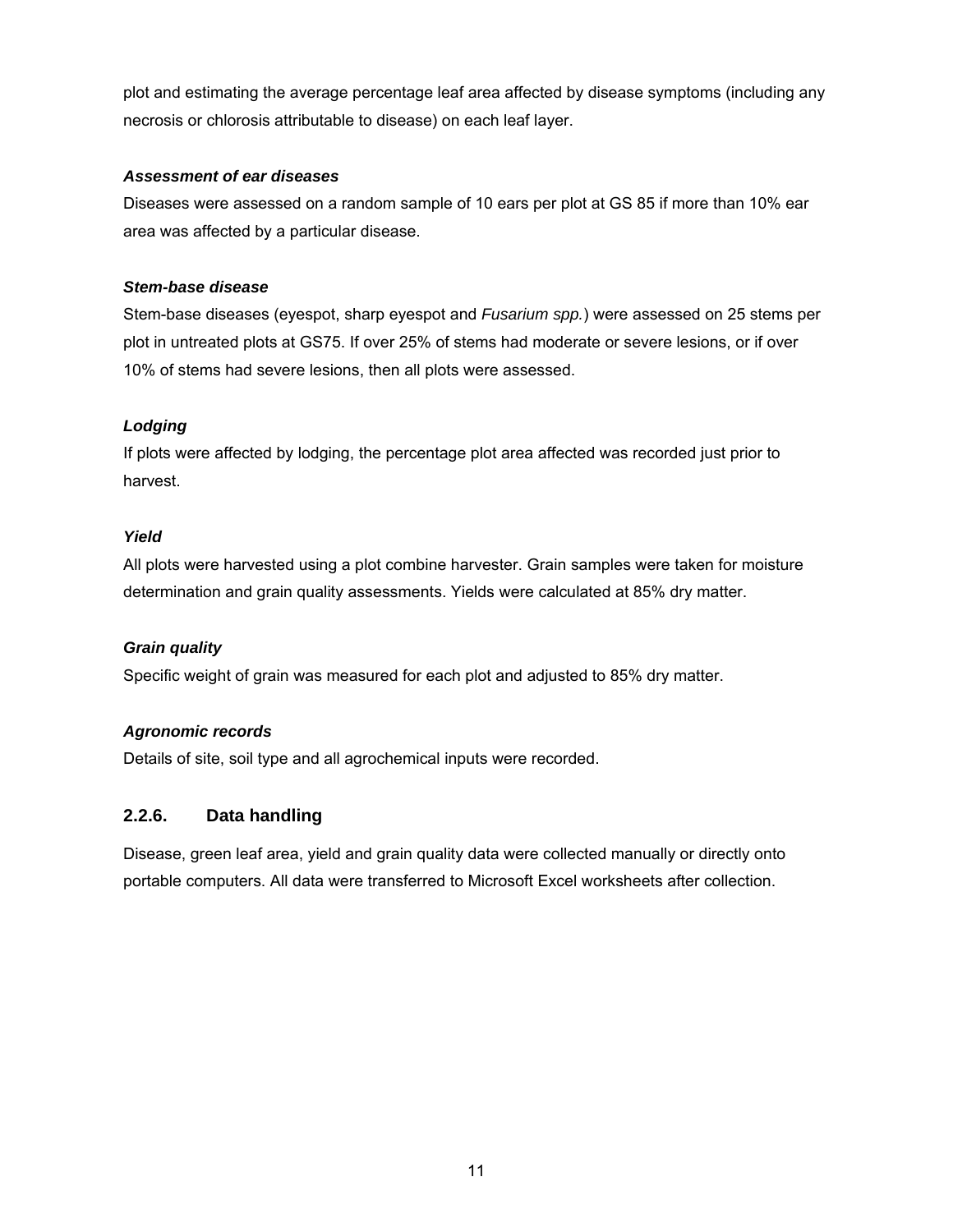plot and estimating the average percentage leaf area affected by disease symptoms (including any necrosis or chlorosis attributable to disease) on each leaf layer.

***Assessment of ear diseases***

Diseases were assessed on a random sample of 10 ears per plot at GS 85 if more than 10% ear area was affected by a particular disease.

***Stem-base disease***

Stem-base diseases (eyespot, sharp eyespot and *Fusarium spp.*) were assessed on 25 stems per plot in untreated plots at GS75. If over 25% of stems had moderate or severe lesions, or if over 10% of stems had severe lesions, then all plots were assessed.

***Lodging***

If plots were affected by lodging, the percentage plot area affected was recorded just prior to harvest.

***Yield***

All plots were harvested using a plot combine harvester. Grain samples were taken for moisture determination and grain quality assessments. Yields were calculated at 85% dry matter.

***Grain quality***

Specific weight of grain was measured for each plot and adjusted to 85% dry matter.

***Agronomic records***

Details of site, soil type and all agrochemical inputs were recorded.

### 2.2.6. Data handling

Disease, green leaf area, yield and grain quality data were collected manually or directly onto portable computers. All data were transferred to Microsoft Excel worksheets after collection.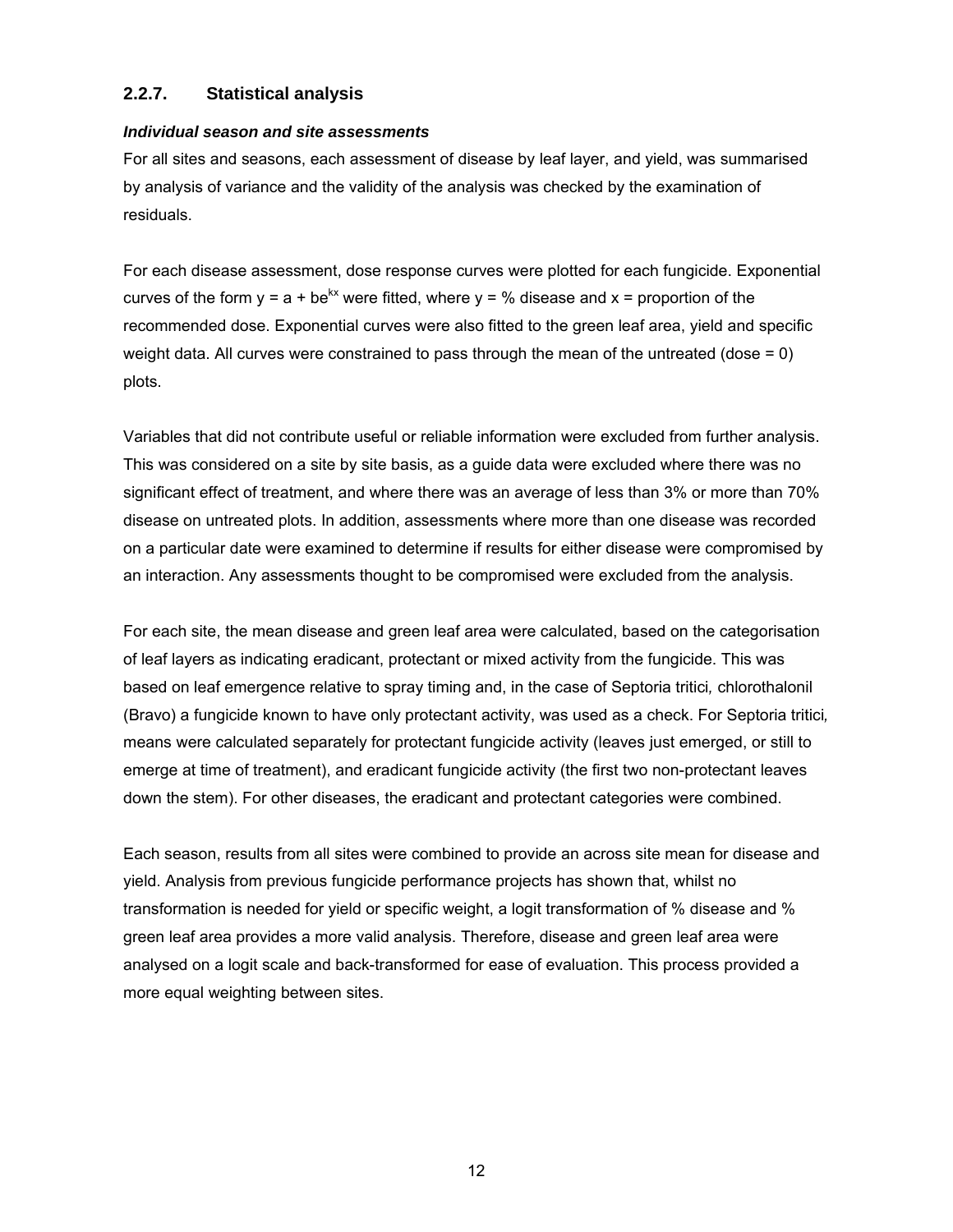### 2.2.7. Statistical analysis

***Individual season and site assessments***

For all sites and seasons, each assessment of disease by leaf layer, and yield, was summarised by analysis of variance and the validity of the analysis was checked by the examination of residuals.

For each disease assessment, dose response curves were plotted for each fungicide. Exponential curves of the form $y = a + be^{kx}$ were fitted, where $y$ = % disease and $x$ = proportion of the recommended dose. Exponential curves were also fitted to the green leaf area, yield and specific weight data. All curves were constrained to pass through the mean of the untreated (dose = 0) plots.

Variables that did not contribute useful or reliable information were excluded from further analysis. This was considered on a site by site basis, as a guide data were excluded where there was no significant effect of treatment, and where there was an average of less than 3% or more than 70% disease on untreated plots. In addition, assessments where more than one disease was recorded on a particular date were examined to determine if results for either disease were compromised by an interaction. Any assessments thought to be compromised were excluded from the analysis.

For each site, the mean disease and green leaf area were calculated, based on the categorisation of leaf layers as indicating eradicant, protectant or mixed activity from the fungicide. This was based on leaf emergence relative to spray timing and, in the case of Septoria tritici*,* chlorothalonil (Bravo) a fungicide known to have only protectant activity, was used as a check. For Septoria tritici*,* means were calculated separately for protectant fungicide activity (leaves just emerged, or still to emerge at time of treatment), and eradicant fungicide activity (the first two non-protectant leaves down the stem). For other diseases, the eradicant and protectant categories were combined.

Each season, results from all sites were combined to provide an across site mean for disease and yield. Analysis from previous fungicide performance projects has shown that, whilst no transformation is needed for yield or specific weight, a logit transformation of % disease and % green leaf area provides a more valid analysis. Therefore, disease and green leaf area were analysed on a logit scale and back-transformed for ease of evaluation. This process provided a more equal weighting between sites.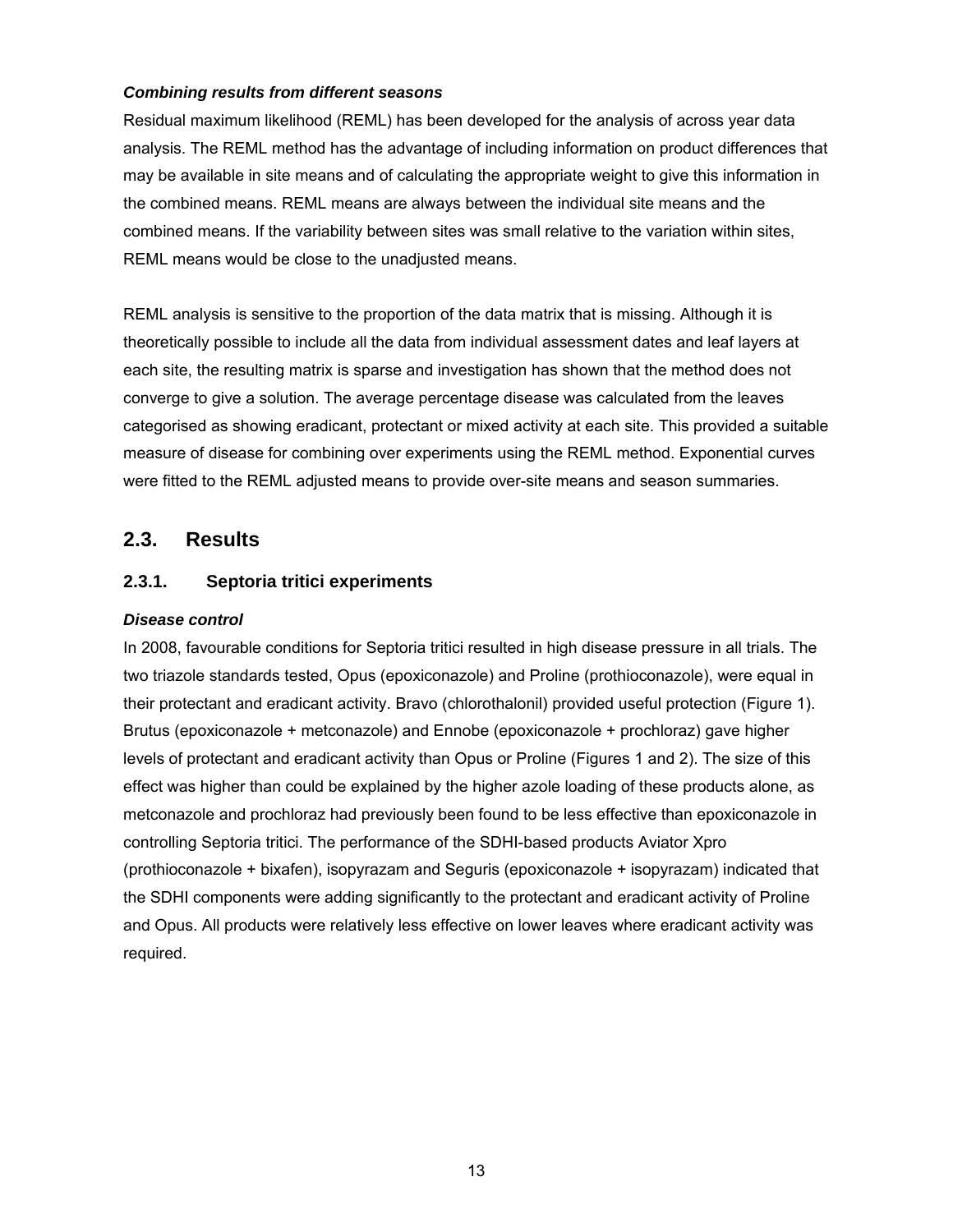***Combining results from different seasons***

Residual maximum likelihood (REML) has been developed for the analysis of across year data analysis. The REML method has the advantage of including information on product differences that may be available in site means and of calculating the appropriate weight to give this information in the combined means. REML means are always between the individual site means and the combined means. If the variability between sites was small relative to the variation within sites, REML means would be close to the unadjusted means.

REML analysis is sensitive to the proportion of the data matrix that is missing. Although it is theoretically possible to include all the data from individual assessment dates and leaf layers at each site, the resulting matrix is sparse and investigation has shown that the method does not converge to give a solution. The average percentage disease was calculated from the leaves categorised as showing eradicant, protectant or mixed activity at each site. This provided a suitable measure of disease for combining over experiments using the REML method. Exponential curves were fitted to the REML adjusted means to provide over-site means and season summaries.

## 2.3. Results

### 2.3.1. Septoria tritici experiments

***Disease control***

In 2008, favourable conditions for Septoria tritici resulted in high disease pressure in all trials. The two triazole standards tested, Opus (epoxiconazole) and Proline (prothioconazole), were equal in their protectant and eradicant activity. Bravo (chlorothalonil) provided useful protection (Figure 1). Brutus (epoxiconazole + metconazole) and Ennobe (epoxiconazole + prochloraz) gave higher levels of protectant and eradicant activity than Opus or Proline (Figures 1 and 2). The size of this effect was higher than could be explained by the higher azole loading of these products alone, as metconazole and prochloraz had previously been found to be less effective than epoxiconazole in controlling Septoria tritici. The performance of the SDHI-based products Aviator Xpro (prothioconazole + bixafen), isopyrazam and Seguris (epoxiconazole + isopyrazam) indicated that the SDHI components were adding significantly to the protectant and eradicant activity of Proline and Opus. All products were relatively less effective on lower leaves where eradicant activity was required.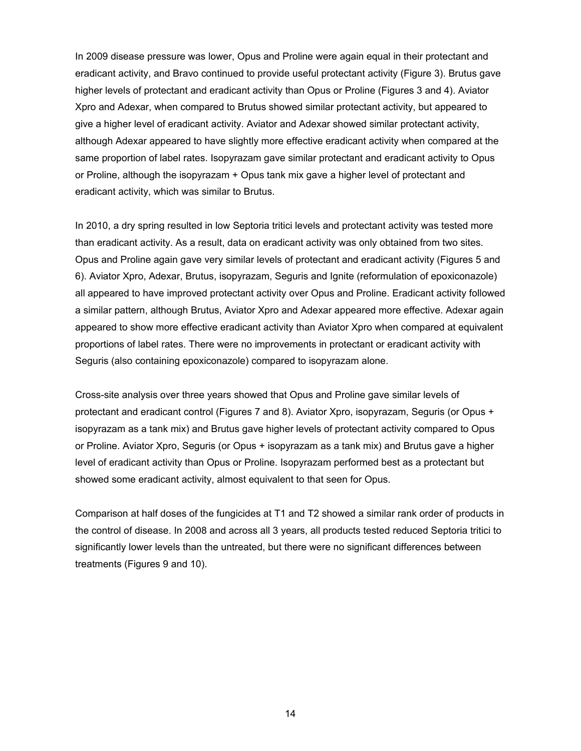In 2009 disease pressure was lower, Opus and Proline were again equal in their protectant and eradicant activity, and Bravo continued to provide useful protectant activity (Figure 3). Brutus gave higher levels of protectant and eradicant activity than Opus or Proline (Figures 3 and 4). Aviator Xpro and Adexar, when compared to Brutus showed similar protectant activity, but appeared to give a higher level of eradicant activity. Aviator and Adexar showed similar protectant activity, although Adexar appeared to have slightly more effective eradicant activity when compared at the same proportion of label rates. Isopyrazam gave similar protectant and eradicant activity to Opus or Proline, although the isopyrazam + Opus tank mix gave a higher level of protectant and eradicant activity, which was similar to Brutus.

In 2010, a dry spring resulted in low Septoria tritici levels and protectant activity was tested more than eradicant activity. As a result, data on eradicant activity was only obtained from two sites. Opus and Proline again gave very similar levels of protectant and eradicant activity (Figures 5 and 6). Aviator Xpro, Adexar, Brutus, isopyrazam, Seguris and Ignite (reformulation of epoxiconazole) all appeared to have improved protectant activity over Opus and Proline. Eradicant activity followed a similar pattern, although Brutus, Aviator Xpro and Adexar appeared more effective. Adexar again appeared to show more effective eradicant activity than Aviator Xpro when compared at equivalent proportions of label rates. There were no improvements in protectant or eradicant activity with Seguris (also containing epoxiconazole) compared to isopyrazam alone.

Cross-site analysis over three years showed that Opus and Proline gave similar levels of protectant and eradicant control (Figures 7 and 8). Aviator Xpro, isopyrazam, Seguris (or Opus + isopyrazam as a tank mix) and Brutus gave higher levels of protectant activity compared to Opus or Proline. Aviator Xpro, Seguris (or Opus + isopyrazam as a tank mix) and Brutus gave a higher level of eradicant activity than Opus or Proline. Isopyrazam performed best as a protectant but showed some eradicant activity, almost equivalent to that seen for Opus.

Comparison at half doses of the fungicides at T1 and T2 showed a similar rank order of products in the control of disease. In 2008 and across all 3 years, all products tested reduced Septoria tritici to significantly lower levels than the untreated, but there were no significant differences between treatments (Figures 9 and 10).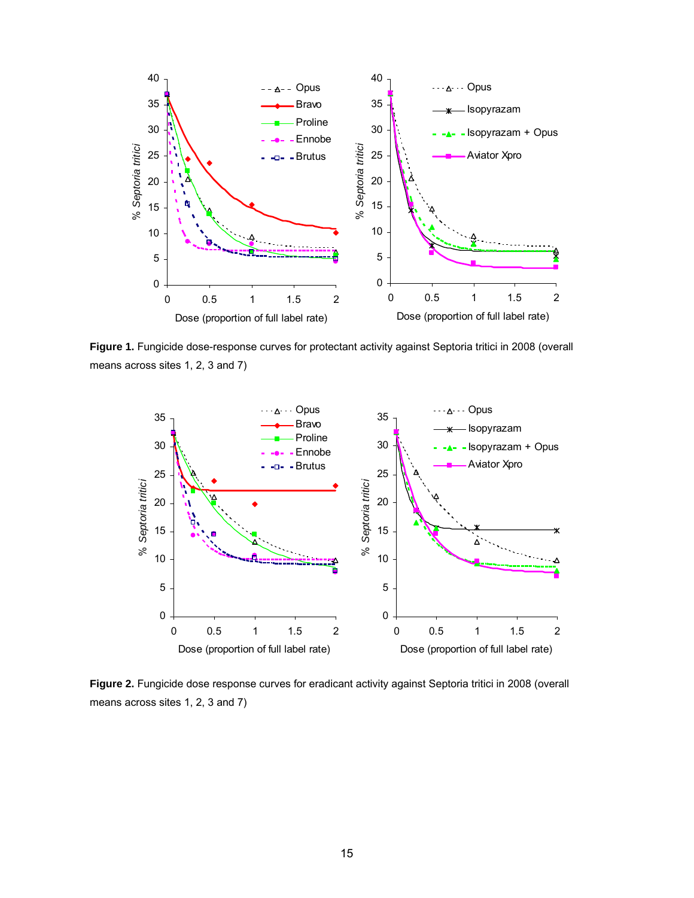**Figure 1.** Fungicide dose-response curves for protectant activity against Septoria tritici in 2008 (overall means across sites 1, 2, 3 and 7)

**Figure 2.** Fungicide dose response curves for eradicant activity against Septoria tritici in 2008 (overall means across sites 1, 2, 3 and 7)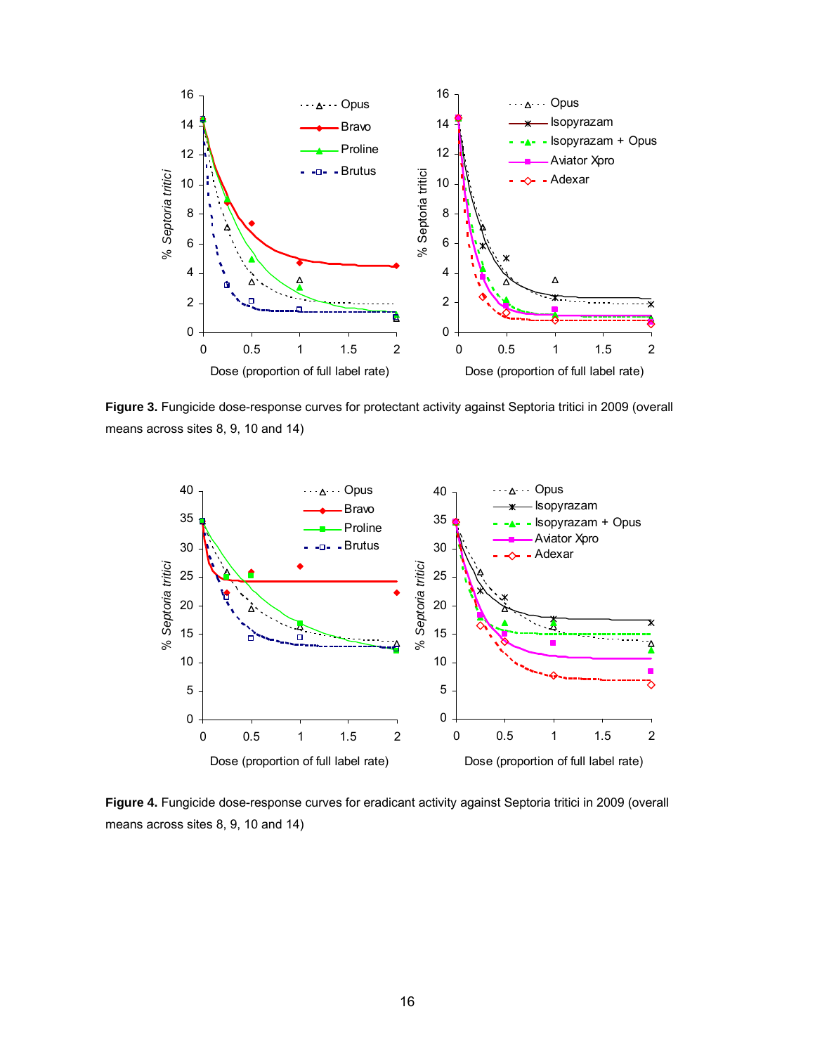**Figure 3.** Fungicide dose-response curves for protectant activity against Septoria tritici in 2009 (overall means across sites 8, 9, 10 and 14)

**Figure 4.** Fungicide dose-response curves for eradicant activity against Septoria tritici in 2009 (overall means across sites 8, 9, 10 and 14)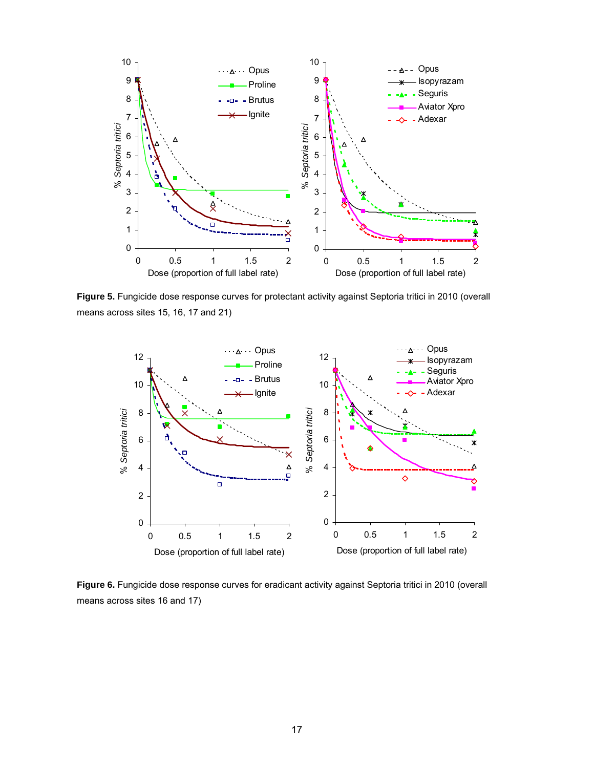**Figure 5.** Fungicide dose response curves for protectant activity against Septoria tritici in 2010 (overall means across sites 15, 16, 17 and 21)

**Figure 6.** Fungicide dose response curves for eradicant activity against Septoria tritici in 2010 (overall means across sites 16 and 17)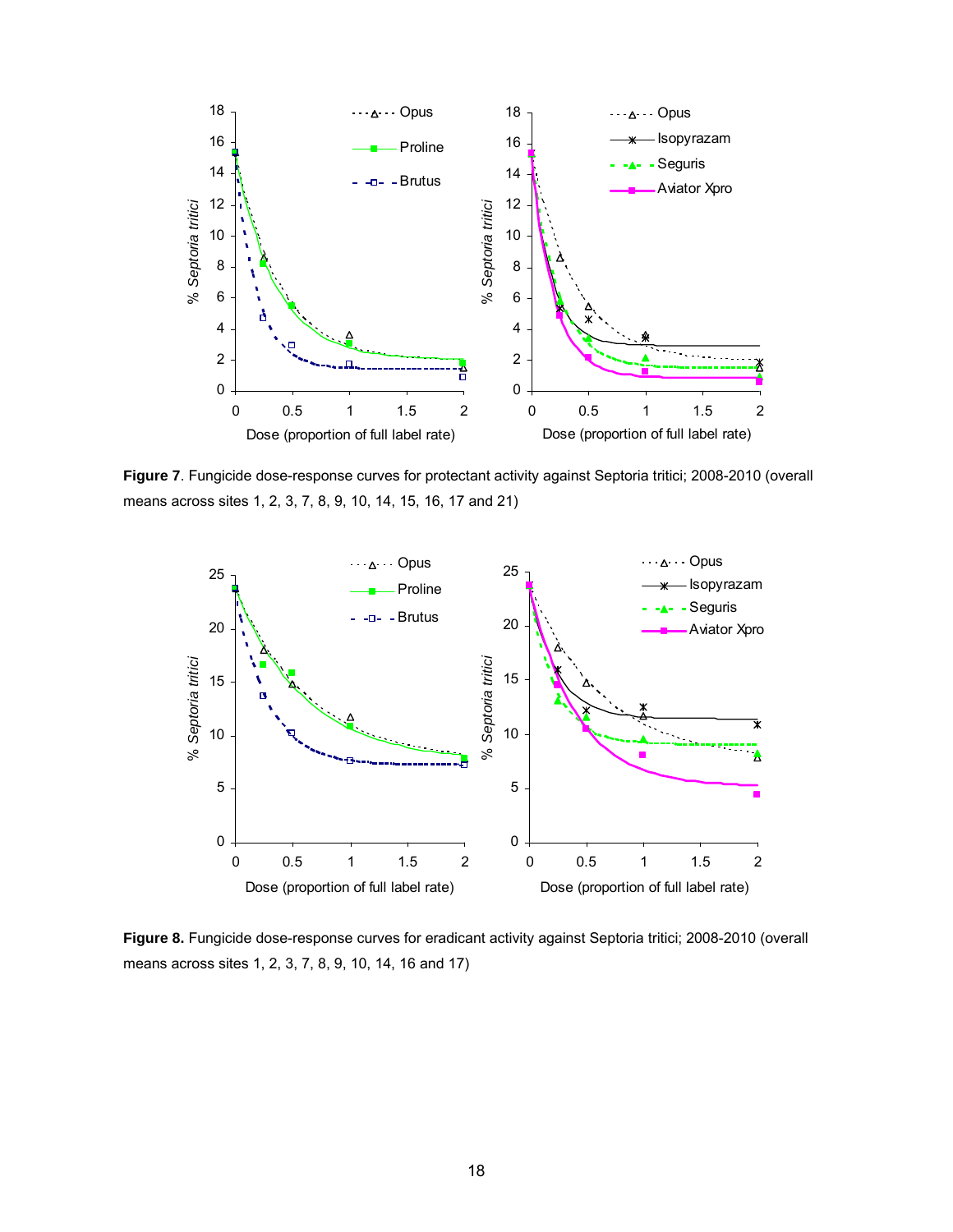**Figure 7**. Fungicide dose-response curves for protectant activity against Septoria tritici; 2008-2010 (overall means across sites 1, 2, 3, 7, 8, 9, 10, 14, 15, 16, 17 and 21)

**Figure 8.** Fungicide dose-response curves for eradicant activity against Septoria tritici; 2008-2010 (overall means across sites 1, 2, 3, 7, 8, 9, 10, 14, 16 and 17)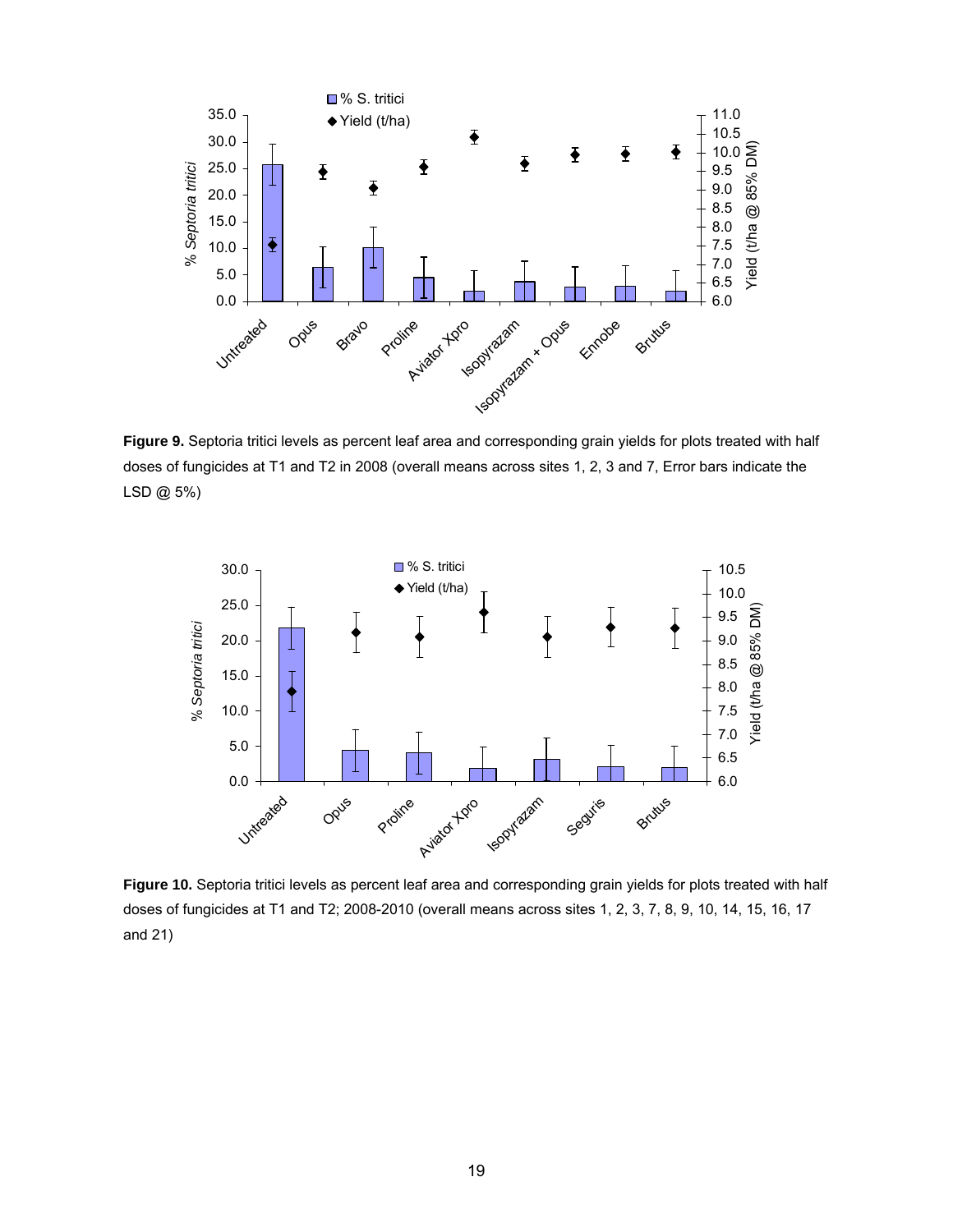**Figure 9.** Septoria tritici levels as percent leaf area and corresponding grain yields for plots treated with half doses of fungicides at T1 and T2 in 2008 (overall means across sites 1, 2, 3 and 7, Error bars indicate the LSD @ 5%)

**Figure 10.** Septoria tritici levels as percent leaf area and corresponding grain yields for plots treated with half doses of fungicides at T1 and T2; 2008-2010 (overall means across sites 1, 2, 3, 7, 8, 9, 10, 14, 15, 16, 17 and 21)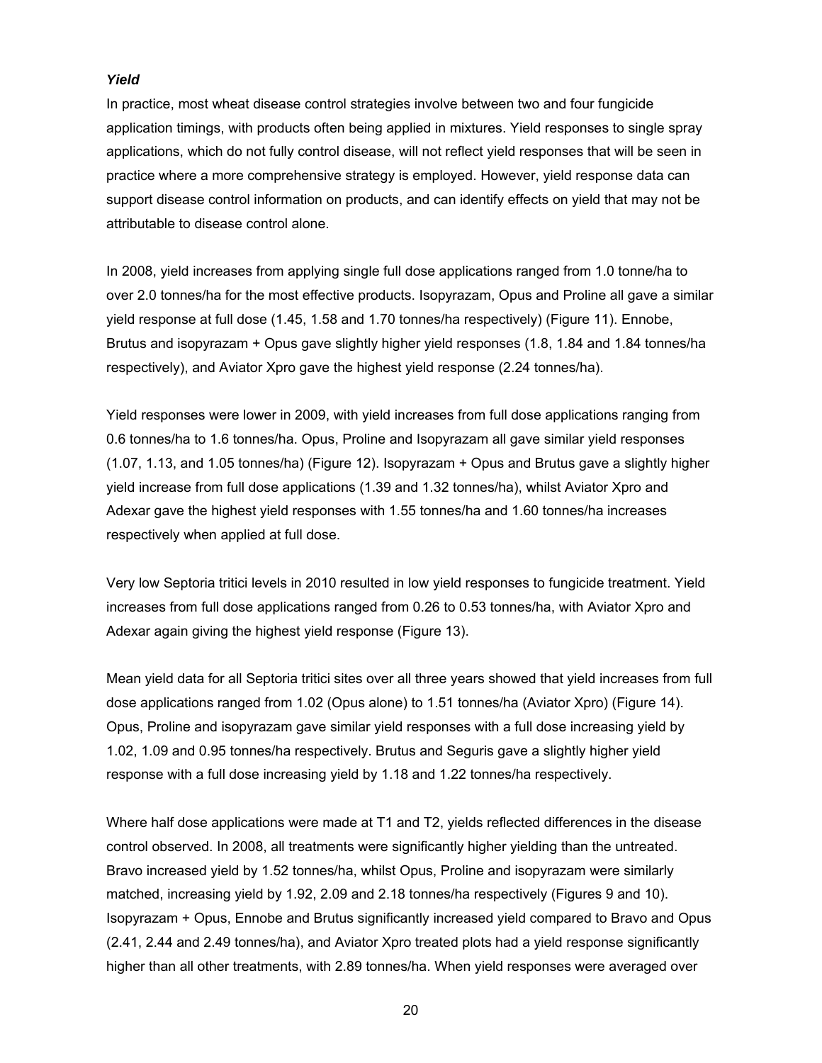***Yield***

In practice, most wheat disease control strategies involve between two and four fungicide application timings, with products often being applied in mixtures. Yield responses to single spray applications, which do not fully control disease, will not reflect yield responses that will be seen in practice where a more comprehensive strategy is employed. However, yield response data can support disease control information on products, and can identify effects on yield that may not be attributable to disease control alone.

In 2008, yield increases from applying single full dose applications ranged from 1.0 tonne/ha to over 2.0 tonnes/ha for the most effective products. Isopyrazam, Opus and Proline all gave a similar yield response at full dose (1.45, 1.58 and 1.70 tonnes/ha respectively) (Figure 11). Ennobe, Brutus and isopyrazam + Opus gave slightly higher yield responses (1.8, 1.84 and 1.84 tonnes/ha respectively), and Aviator Xpro gave the highest yield response (2.24 tonnes/ha).

Yield responses were lower in 2009, with yield increases from full dose applications ranging from 0.6 tonnes/ha to 1.6 tonnes/ha. Opus, Proline and Isopyrazam all gave similar yield responses (1.07, 1.13, and 1.05 tonnes/ha) (Figure 12). Isopyrazam + Opus and Brutus gave a slightly higher yield increase from full dose applications (1.39 and 1.32 tonnes/ha), whilst Aviator Xpro and Adexar gave the highest yield responses with 1.55 tonnes/ha and 1.60 tonnes/ha increases respectively when applied at full dose.

Very low Septoria tritici levels in 2010 resulted in low yield responses to fungicide treatment. Yield increases from full dose applications ranged from 0.26 to 0.53 tonnes/ha, with Aviator Xpro and Adexar again giving the highest yield response (Figure 13).

Mean yield data for all Septoria tritici sites over all three years showed that yield increases from full dose applications ranged from 1.02 (Opus alone) to 1.51 tonnes/ha (Aviator Xpro) (Figure 14). Opus, Proline and isopyrazam gave similar yield responses with a full dose increasing yield by 1.02, 1.09 and 0.95 tonnes/ha respectively. Brutus and Seguris gave a slightly higher yield response with a full dose increasing yield by 1.18 and 1.22 tonnes/ha respectively.

Where half dose applications were made at T1 and T2, yields reflected differences in the disease control observed. In 2008, all treatments were significantly higher yielding than the untreated. Bravo increased yield by 1.52 tonnes/ha, whilst Opus, Proline and isopyrazam were similarly matched, increasing yield by 1.92, 2.09 and 2.18 tonnes/ha respectively (Figures 9 and 10). Isopyrazam + Opus, Ennobe and Brutus significantly increased yield compared to Bravo and Opus (2.41, 2.44 and 2.49 tonnes/ha), and Aviator Xpro treated plots had a yield response significantly higher than all other treatments, with 2.89 tonnes/ha. When yield responses were averaged over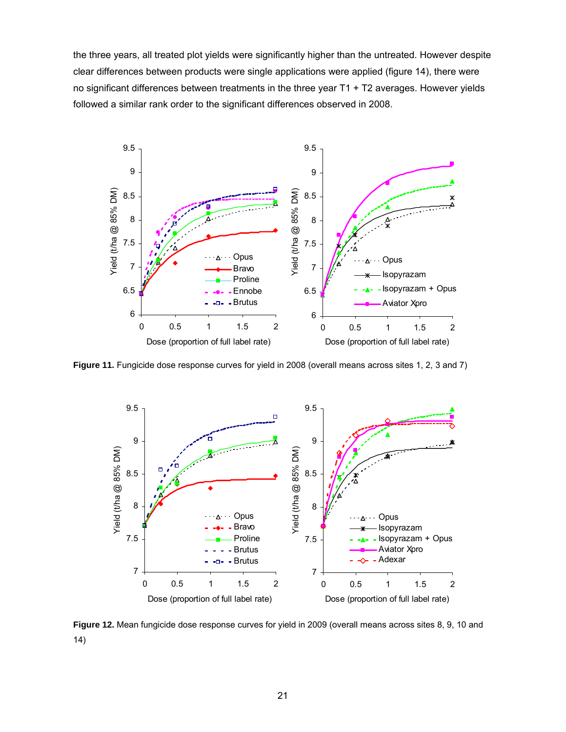the three years, all treated plot yields were significantly higher than the untreated. However despite clear differences between products were single applications were applied (figure 14), there were no significant differences between treatments in the three year T1 + T2 averages. However yields followed a similar rank order to the significant differences observed in 2008.

**Figure 11.** Fungicide dose response curves for yield in 2008 (overall means across sites 1, 2, 3 and 7)

**Figure 12.** Mean fungicide dose response curves for yield in 2009 (overall means across sites 8, 9, 10 and 14)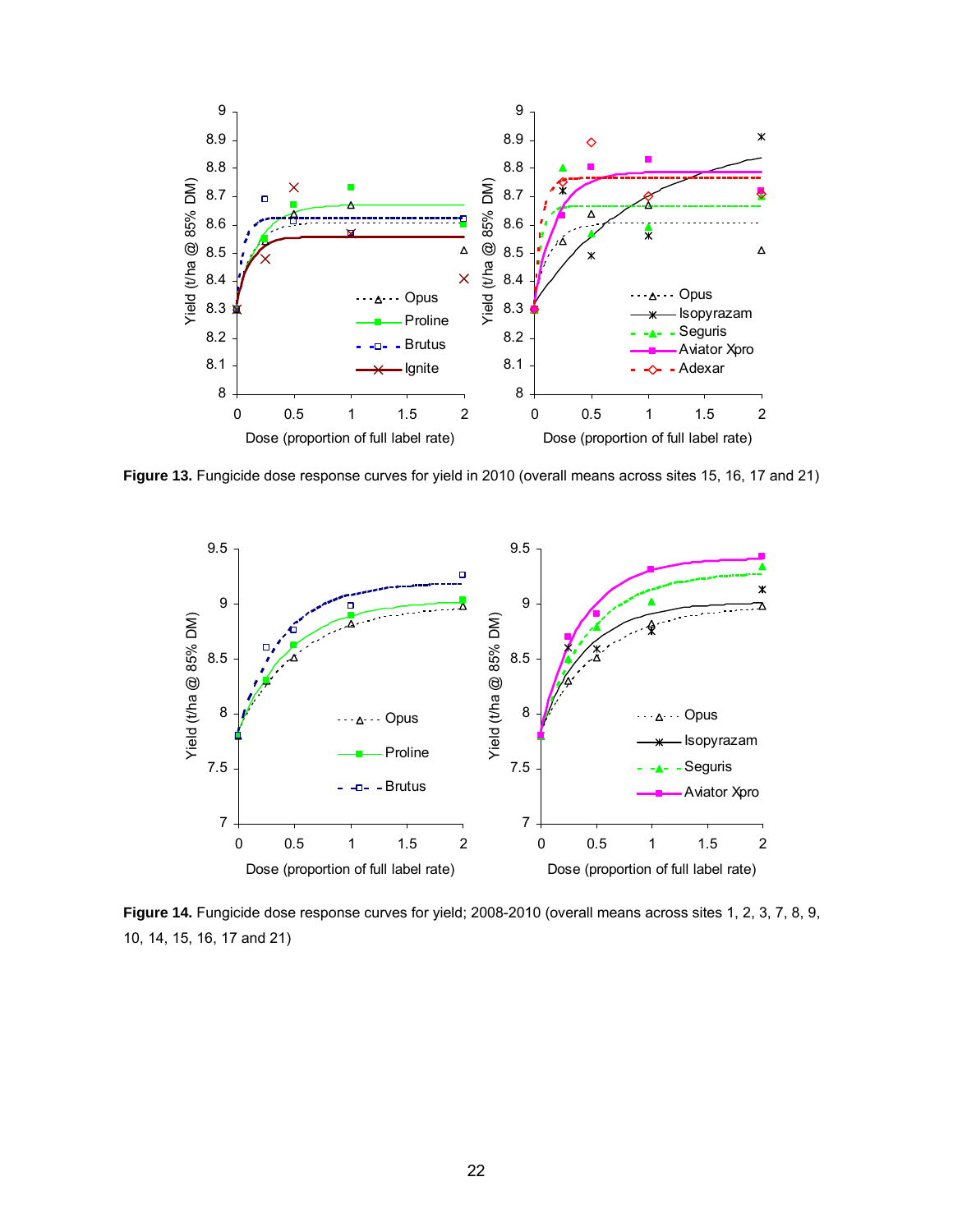**Figure 13.** Fungicide dose response curves for yield in 2010 (overall means across sites 15, 16, 17 and 21)

**Figure 14.** Fungicide dose response curves for yield; 2008-2010 (overall means across sites 1, 2, 3, 7, 8, 9, 10, 14, 15, 16, 17 and 21)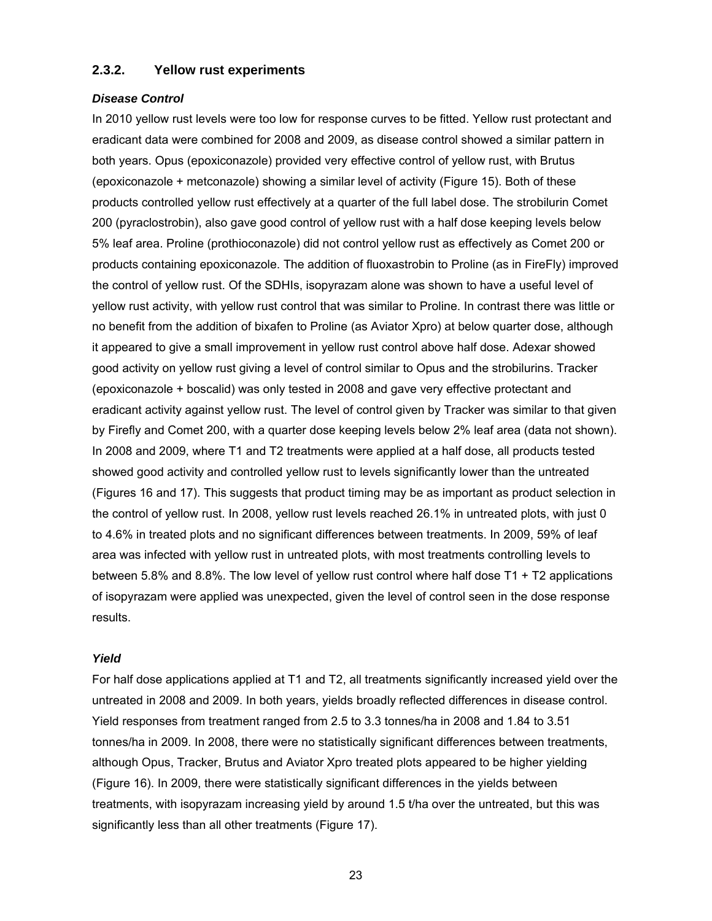### 2.3.2. Yellow rust experiments

***Disease Control***

In 2010 yellow rust levels were too low for response curves to be fitted. Yellow rust protectant and eradicant data were combined for 2008 and 2009, as disease control showed a similar pattern in both years. Opus (epoxiconazole) provided very effective control of yellow rust, with Brutus (epoxiconazole + metconazole) showing a similar level of activity (Figure 15). Both of these products controlled yellow rust effectively at a quarter of the full label dose. The strobilurin Comet 200 (pyraclostrobin), also gave good control of yellow rust with a half dose keeping levels below 5% leaf area. Proline (prothioconazole) did not control yellow rust as effectively as Comet 200 or products containing epoxiconazole. The addition of fluoxastrobin to Proline (as in FireFly) improved the control of yellow rust. Of the SDHIs, isopyrazam alone was shown to have a useful level of yellow rust activity, with yellow rust control that was similar to Proline. In contrast there was little or no benefit from the addition of bixafen to Proline (as Aviator Xpro) at below quarter dose, although it appeared to give a small improvement in yellow rust control above half dose. Adexar showed good activity on yellow rust giving a level of control similar to Opus and the strobilurins. Tracker (epoxiconazole + boscalid) was only tested in 2008 and gave very effective protectant and eradicant activity against yellow rust. The level of control given by Tracker was similar to that given by Firefly and Comet 200, with a quarter dose keeping levels below 2% leaf area (data not shown). In 2008 and 2009, where T1 and T2 treatments were applied at a half dose, all products tested showed good activity and controlled yellow rust to levels significantly lower than the untreated (Figures 16 and 17). This suggests that product timing may be as important as product selection in the control of yellow rust. In 2008, yellow rust levels reached 26.1% in untreated plots, with just 0 to 4.6% in treated plots and no significant differences between treatments. In 2009, 59% of leaf area was infected with yellow rust in untreated plots, with most treatments controlling levels to between 5.8% and 8.8%. The low level of yellow rust control where half dose T1 + T2 applications of isopyrazam were applied was unexpected, given the level of control seen in the dose response results.

***Yield***

For half dose applications applied at T1 and T2, all treatments significantly increased yield over the untreated in 2008 and 2009. In both years, yields broadly reflected differences in disease control. Yield responses from treatment ranged from 2.5 to 3.3 tonnes/ha in 2008 and 1.84 to 3.51 tonnes/ha in 2009. In 2008, there were no statistically significant differences between treatments, although Opus, Tracker, Brutus and Aviator Xpro treated plots appeared to be higher yielding (Figure 16). In 2009, there were statistically significant differences in the yields between treatments, with isopyrazam increasing yield by around 1.5 t/ha over the untreated, but this was significantly less than all other treatments (Figure 17).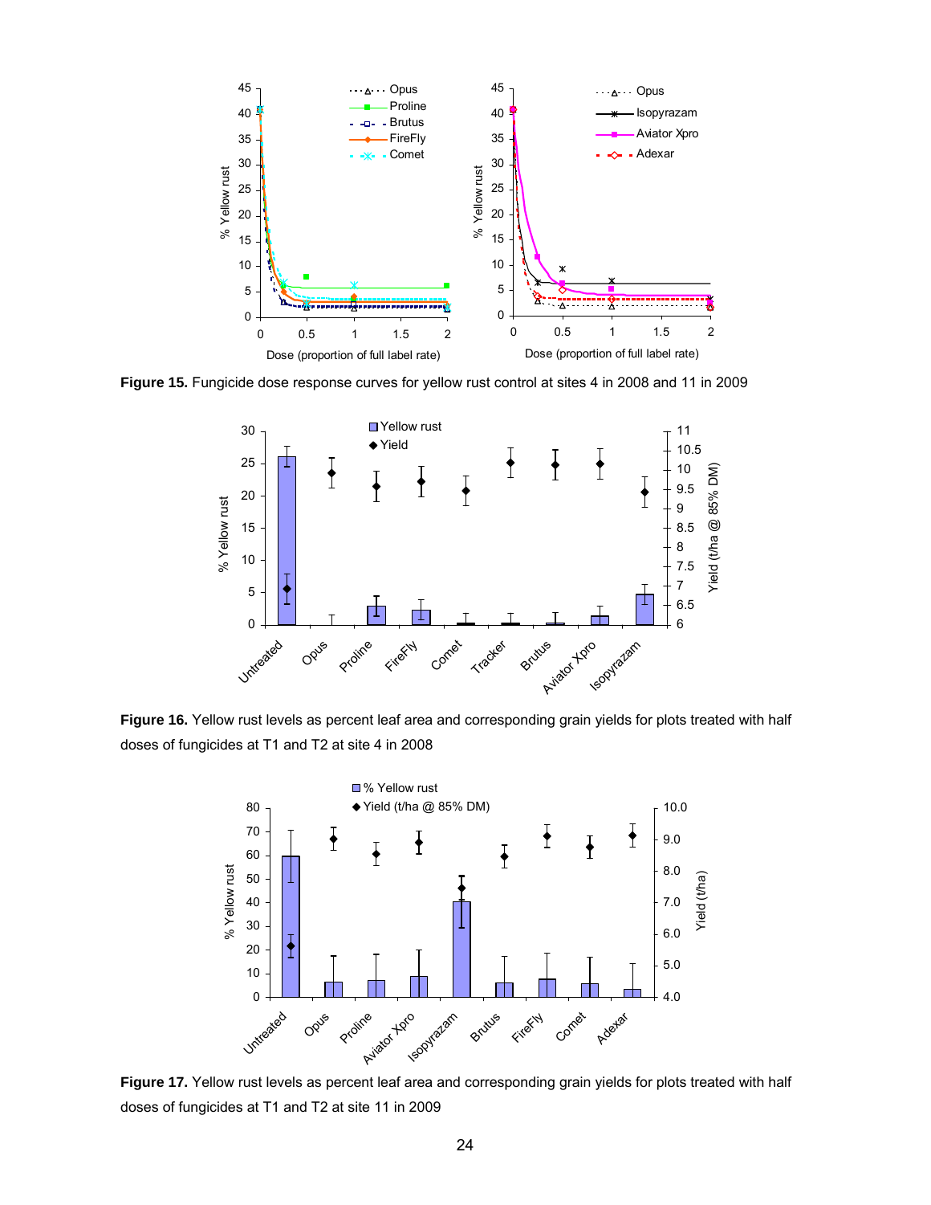**Figure 15.** Fungicide dose response curves for yellow rust control at sites 4 in 2008 and 11 in 2009

**Figure 16.** Yellow rust levels as percent leaf area and corresponding grain yields for plots treated with half doses of fungicides at T1 and T2 at site 4 in 2008

**Figure 17.** Yellow rust levels as percent leaf area and corresponding grain yields for plots treated with half doses of fungicides at T1 and T2 at site 11 in 2009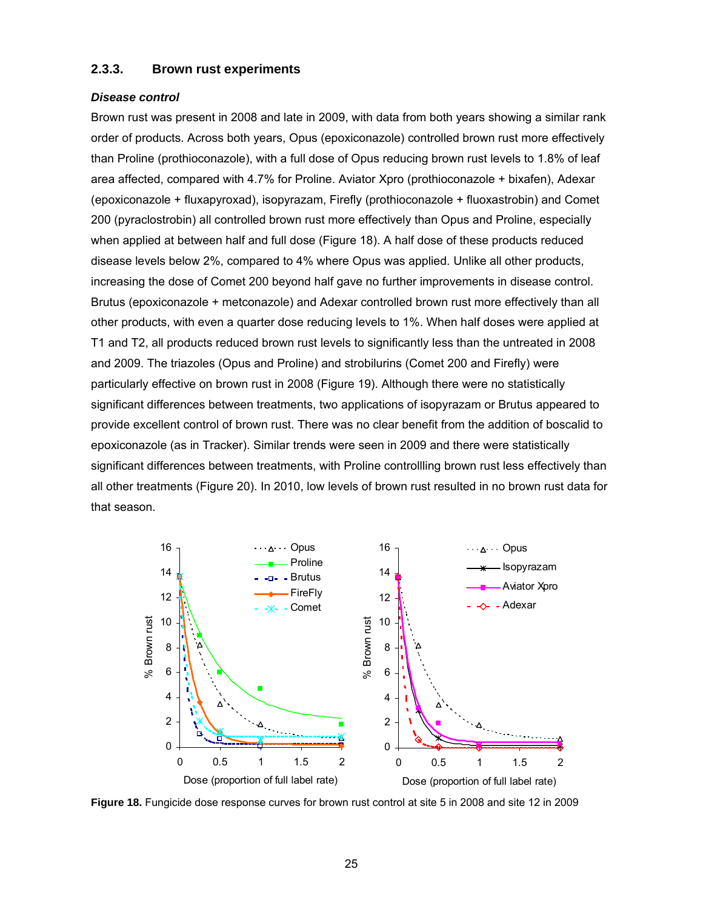### 2.3.3. Brown rust experiments

***Disease control***

Brown rust was present in 2008 and late in 2009, with data from both years showing a similar rank order of products. Across both years, Opus (epoxiconazole) controlled brown rust more effectively than Proline (prothioconazole), with a full dose of Opus reducing brown rust levels to 1.8% of leaf area affected, compared with 4.7% for Proline. Aviator Xpro (prothioconazole + bixafen), Adexar (epoxiconazole + fluxapyroxad), isopyrazam, Firefly (prothioconazole + fluoxastrobin) and Comet 200 (pyraclostrobin) all controlled brown rust more effectively than Opus and Proline, especially when applied at between half and full dose (Figure 18). A half dose of these products reduced disease levels below 2%, compared to 4% where Opus was applied. Unlike all other products, increasing the dose of Comet 200 beyond half gave no further improvements in disease control. Brutus (epoxiconazole + metconazole) and Adexar controlled brown rust more effectively than all other products, with even a quarter dose reducing levels to 1%. When half doses were applied at T1 and T2, all products reduced brown rust levels to significantly less than the untreated in 2008 and 2009. The triazoles (Opus and Proline) and strobilurins (Comet 200 and Firefly) were particularly effective on brown rust in 2008 (Figure 19). Although there were no statistically significant differences between treatments, two applications of isopyrazam or Brutus appeared to provide excellent control of brown rust. There was no clear benefit from the addition of boscalid to epoxiconazole (as in Tracker). Similar trends were seen in 2009 and there were statistically significant differences between treatments, with Proline controllling brown rust less effectively than all other treatments (Figure 20). In 2010, low levels of brown rust resulted in no brown rust data for that season.

**Figure 18.** Fungicide dose response curves for brown rust control at site 5 in 2008 and site 12 in 2009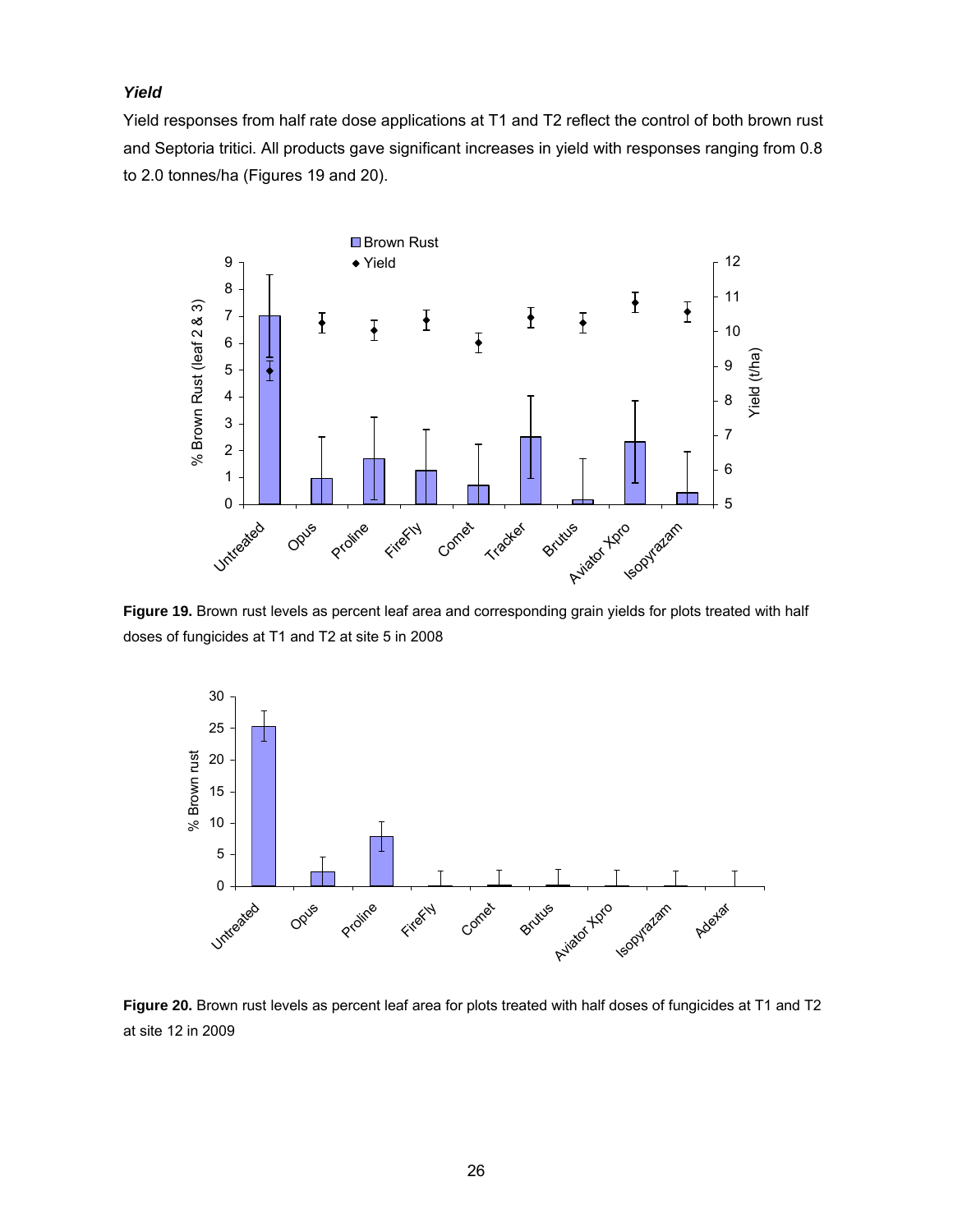### *Yield*

Yield responses from half rate dose applications at T1 and T2 reflect the control of both brown rust and Septoria tritici. All products gave significant increases in yield with responses ranging from 0.8 to 2.0 tonnes/ha (Figures 19 and 20).

**Figure 19.** Brown rust levels as percent leaf area and corresponding grain yields for plots treated with half doses of fungicides at T1 and T2 at site 5 in 2008

**Figure 20.** Brown rust levels as percent leaf area for plots treated with half doses of fungicides at T1 and T2 at site 12 in 2009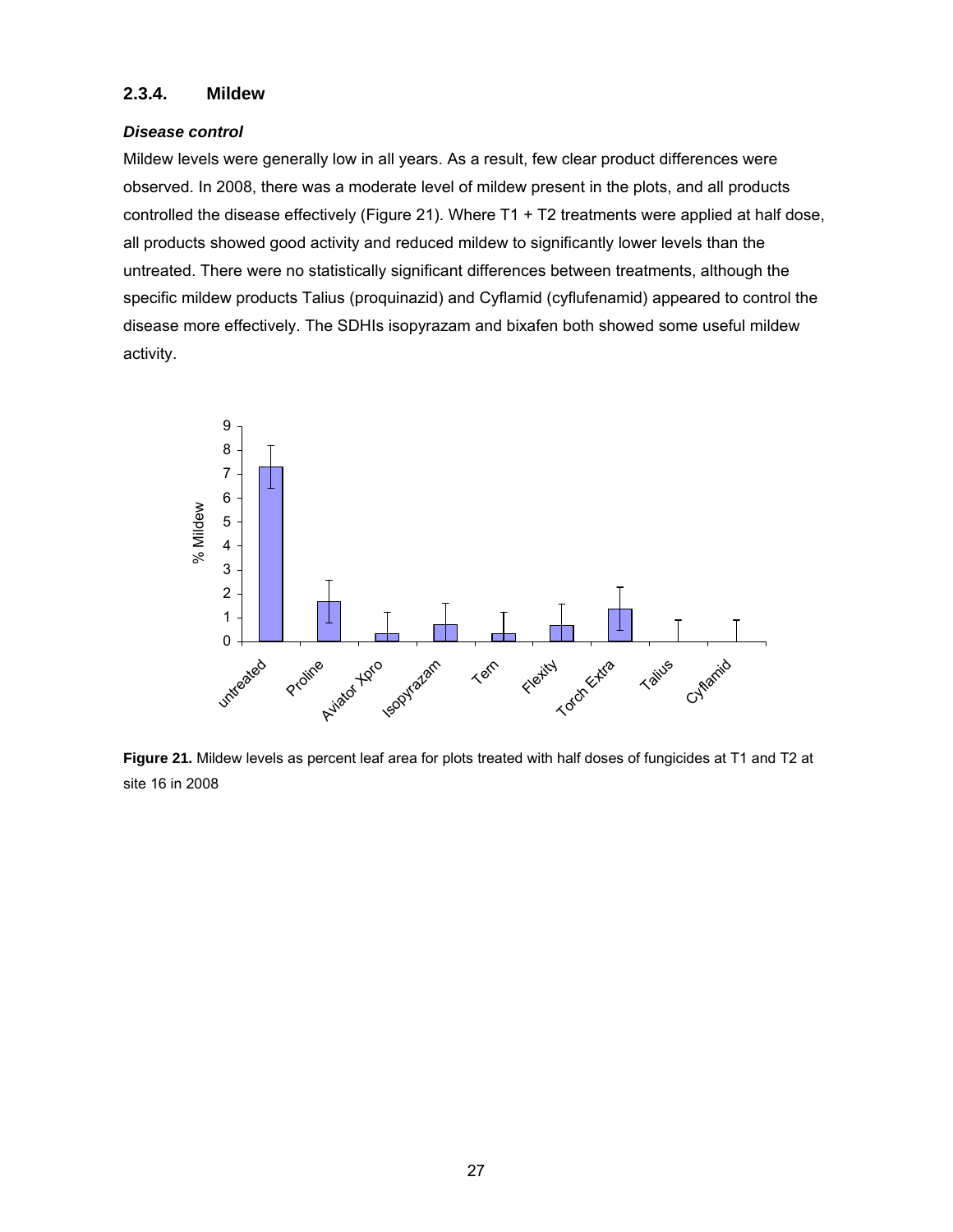### 2.3.4. Mildew

***Disease control***

Mildew levels were generally low in all years. As a result, few clear product differences were observed. In 2008, there was a moderate level of mildew present in the plots, and all products controlled the disease effectively (Figure 21). Where T1 + T2 treatments were applied at half dose, all products showed good activity and reduced mildew to significantly lower levels than the untreated. There were no statistically significant differences between treatments, although the specific mildew products Talius (proquinazid) and Cyflamid (cyflufenamid) appeared to control the disease more effectively. The SDHIs isopyrazam and bixafen both showed some useful mildew activity.

**Figure 21.** Mildew levels as percent leaf area for plots treated with half doses of fungicides at T1 and T2 at site 16 in 2008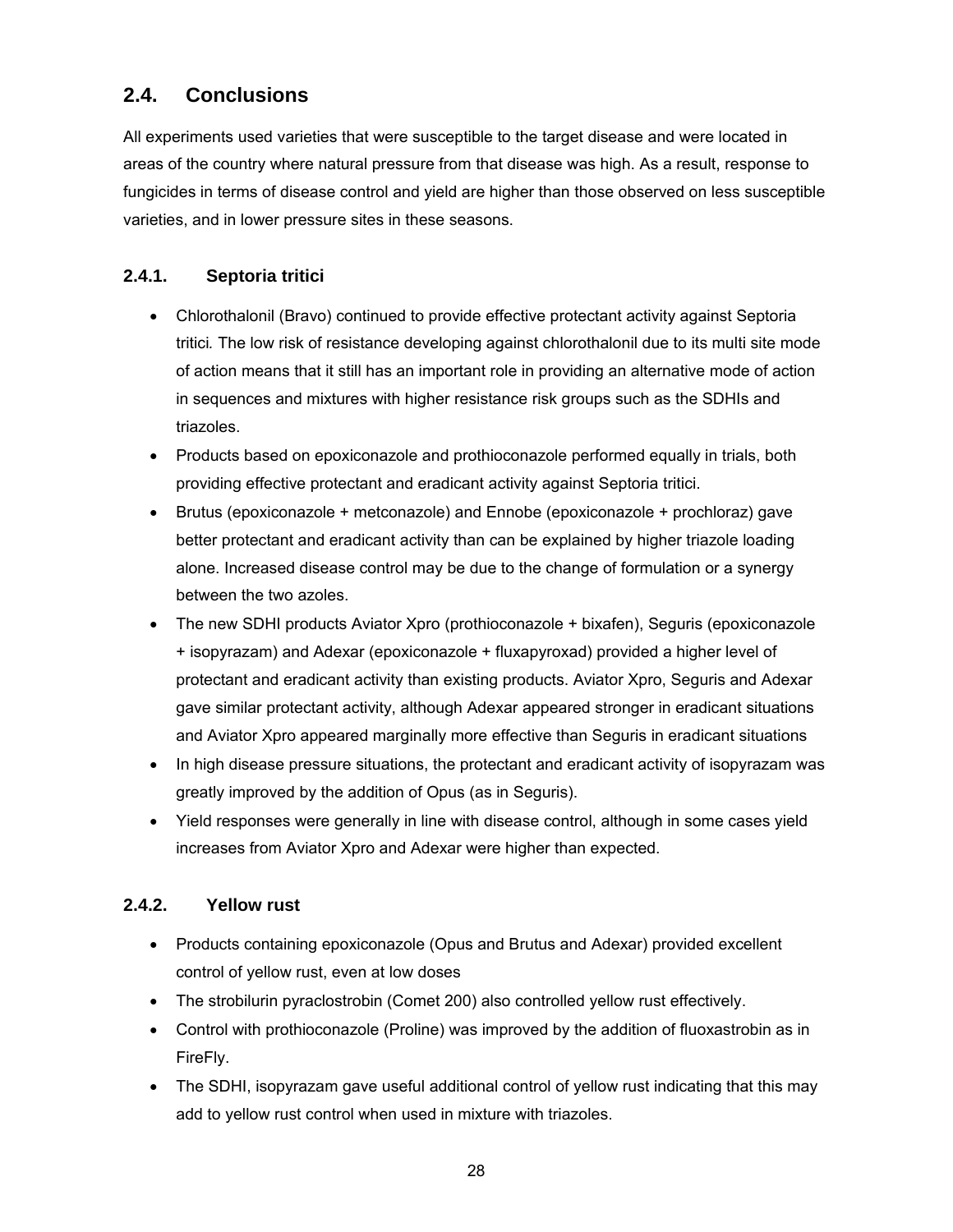## 2.4. Conclusions

All experiments used varieties that were susceptible to the target disease and were located in areas of the country where natural pressure from that disease was high. As a result, response to fungicides in terms of disease control and yield are higher than those observed on less susceptible varieties, and in lower pressure sites in these seasons.

### 2.4.1. Septoria tritici

- Chlorothalonil (Bravo) continued to provide effective protectant activity against Septoria tritici*.* The low risk of resistance developing against chlorothalonil due to its multi site mode of action means that it still has an important role in providing an alternative mode of action in sequences and mixtures with higher resistance risk groups such as the SDHIs and triazoles.
- Products based on epoxiconazole and prothioconazole performed equally in trials, both providing effective protectant and eradicant activity against Septoria tritici.
- Brutus (epoxiconazole + metconazole) and Ennobe (epoxiconazole + prochloraz) gave better protectant and eradicant activity than can be explained by higher triazole loading alone. Increased disease control may be due to the change of formulation or a synergy between the two azoles.
- The new SDHI products Aviator Xpro (prothioconazole + bixafen), Seguris (epoxiconazole + isopyrazam) and Adexar (epoxiconazole + fluxapyroxad) provided a higher level of protectant and eradicant activity than existing products. Aviator Xpro, Seguris and Adexar gave similar protectant activity, although Adexar appeared stronger in eradicant situations and Aviator Xpro appeared marginally more effective than Seguris in eradicant situations
- In high disease pressure situations, the protectant and eradicant activity of isopyrazam was greatly improved by the addition of Opus (as in Seguris).
- Yield responses were generally in line with disease control, although in some cases yield increases from Aviator Xpro and Adexar were higher than expected.

### 2.4.2. Yellow rust

- Products containing epoxiconazole (Opus and Brutus and Adexar) provided excellent control of yellow rust, even at low doses
- The strobilurin pyraclostrobin (Comet 200) also controlled yellow rust effectively.
- Control with prothioconazole (Proline) was improved by the addition of fluoxastrobin as in FireFly.
- The SDHI, isopyrazam gave useful additional control of yellow rust indicating that this may add to yellow rust control when used in mixture with triazoles.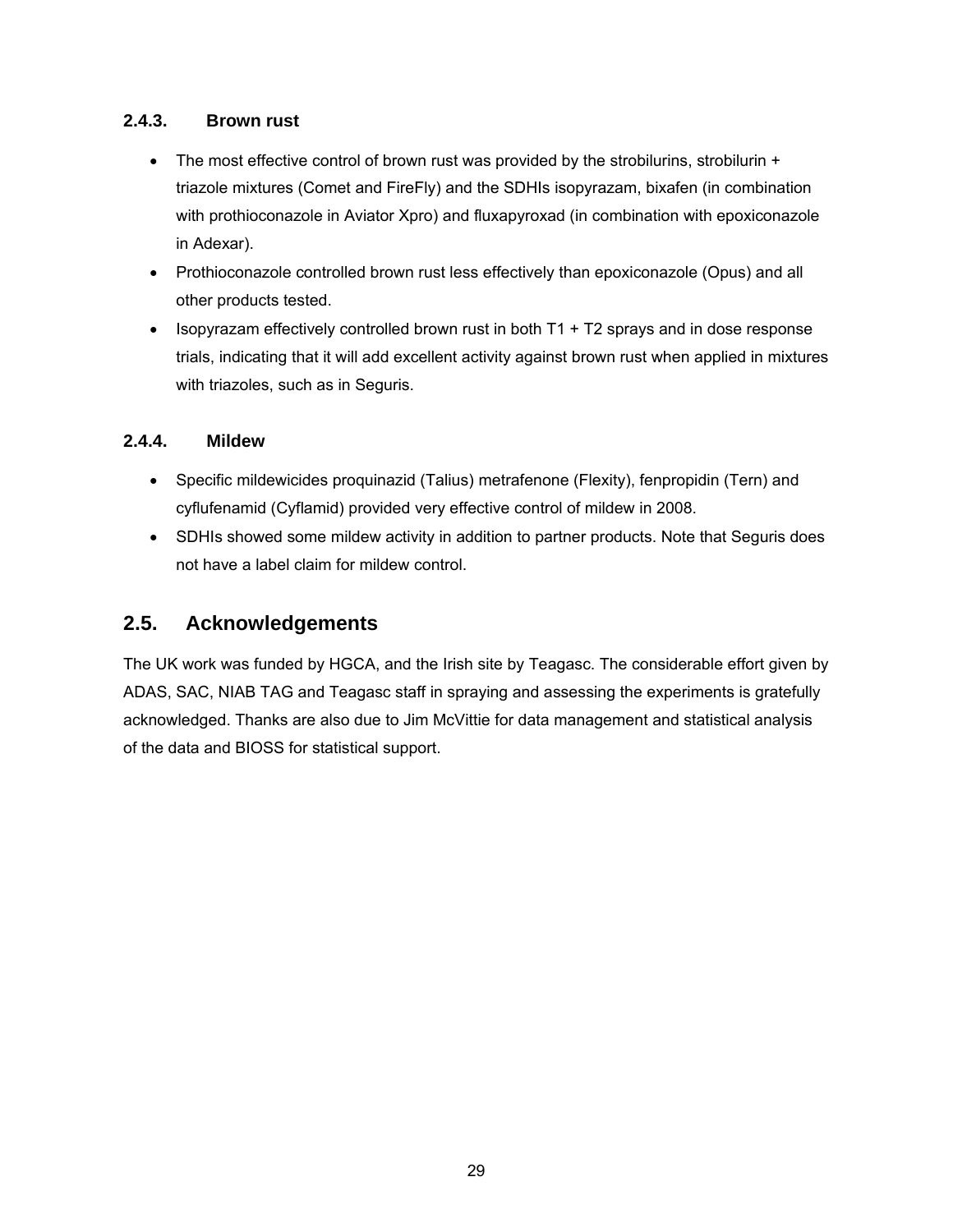### 2.4.3. Brown rust

- The most effective control of brown rust was provided by the strobilurins, strobilurin + triazole mixtures (Comet and FireFly) and the SDHIs isopyrazam, bixafen (in combination with prothioconazole in Aviator Xpro) and fluxapyroxad (in combination with epoxiconazole in Adexar).
- Prothioconazole controlled brown rust less effectively than epoxiconazole (Opus) and all other products tested.
- Isopyrazam effectively controlled brown rust in both T1 + T2 sprays and in dose response trials, indicating that it will add excellent activity against brown rust when applied in mixtures with triazoles, such as in Seguris.

### 2.4.4. Mildew

- Specific mildewicides proquinazid (Talius) metrafenone (Flexity), fenpropidin (Tern) and cyflufenamid (Cyflamid) provided very effective control of mildew in 2008.
- SDHIs showed some mildew activity in addition to partner products. Note that Seguris does not have a label claim for mildew control.

## 2.5. Acknowledgements

The UK work was funded by HGCA, and the Irish site by Teagasc. The considerable effort given by ADAS, SAC, NIAB TAG and Teagasc staff in spraying and assessing the experiments is gratefully acknowledged. Thanks are also due to Jim McVittie for data management and statistical analysis of the data and BIOSS for statistical support.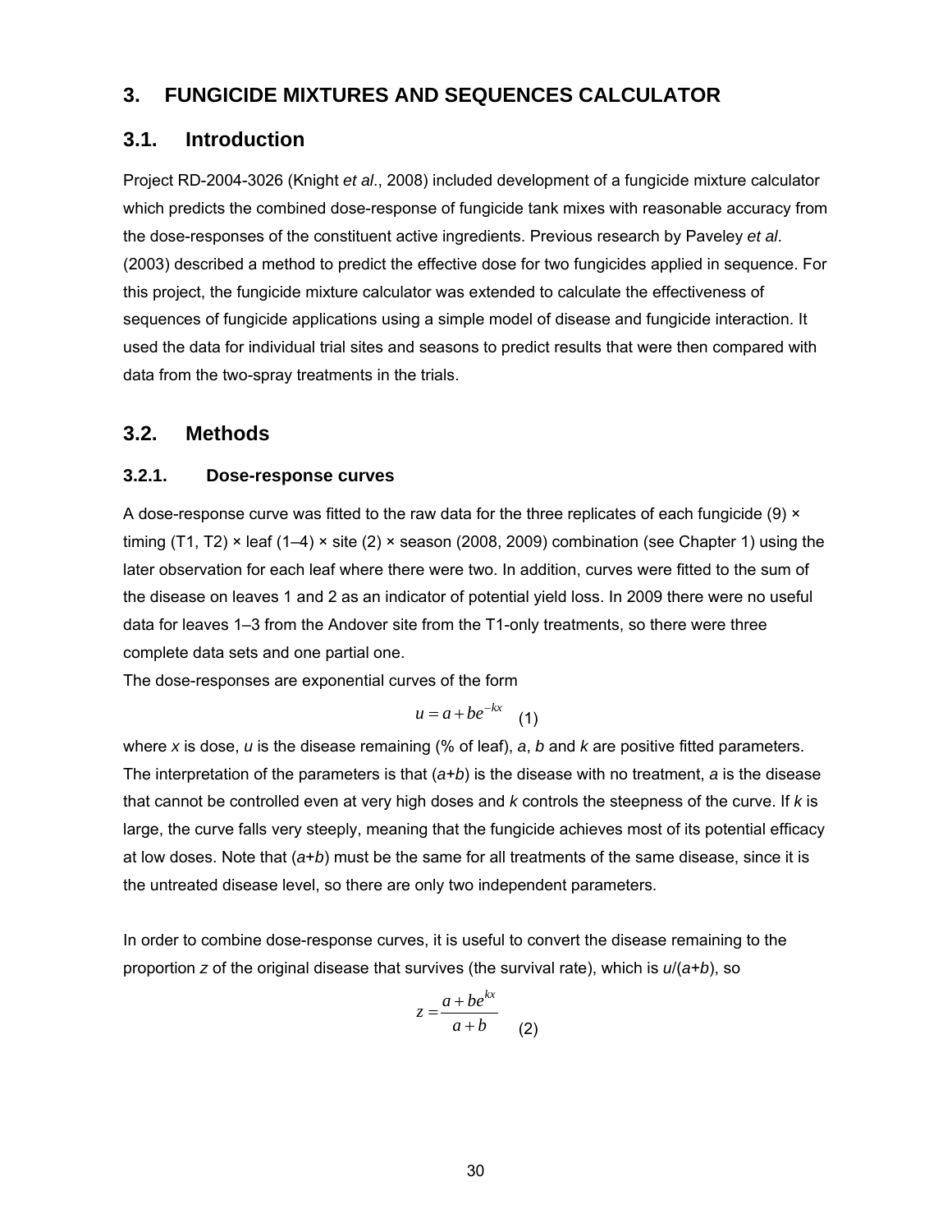# 3. FUNGICIDE MIXTURES AND SEQUENCES CALCULATOR

## 3.1. Introduction

Project RD-2004-3026 (Knight *et al*., 2008) included development of a fungicide mixture calculator which predicts the combined dose-response of fungicide tank mixes with reasonable accuracy from the dose-responses of the constituent active ingredients. Previous research by Paveley *et al*. (2003) described a method to predict the effective dose for two fungicides applied in sequence. For this project, the fungicide mixture calculator was extended to calculate the effectiveness of sequences of fungicide applications using a simple model of disease and fungicide interaction. It used the data for individual trial sites and seasons to predict results that were then compared with data from the two-spray treatments in the trials.

## 3.2. Methods

### 3.2.1. Dose-response curves

A dose-response curve was fitted to the raw data for the three replicates of each fungicide (9) × timing (T1, T2) × leaf (1–4) × site (2) × season (2008, 2009) combination (see Chapter 1) using the later observation for each leaf where there were two. In addition, curves were fitted to the sum of the disease on leaves 1 and 2 as an indicator of potential yield loss. In 2009 there were no useful data for leaves 1–3 from the Andover site from the T1-only treatments, so there were three complete data sets and one partial one.

The dose-responses are exponential curves of the form

$$u = a + be^{-kx} \quad (1)$$

where $x$ is dose, $u$ is the disease remaining (% of leaf), $a$, $b$ and $k$ are positive fitted parameters. The interpretation of the parameters is that ($a$+$b$) is the disease with no treatment, $a$ is the disease that cannot be controlled even at very high doses and $k$ controls the steepness of the curve. If $k$ is large, the curve falls very steeply, meaning that the fungicide achieves most of its potential efficacy at low doses. Note that ($a$+$b$) must be the same for all treatments of the same disease, since it is the untreated disease level, so there are only two independent parameters.

In order to combine dose-response curves, it is useful to convert the disease remaining to the proportion $z$ of the original disease that survives (the survival rate), which is $u$/($a$+$b$), so

$$z = \frac{a + be^{kx}}{a + b} \quad (2)$$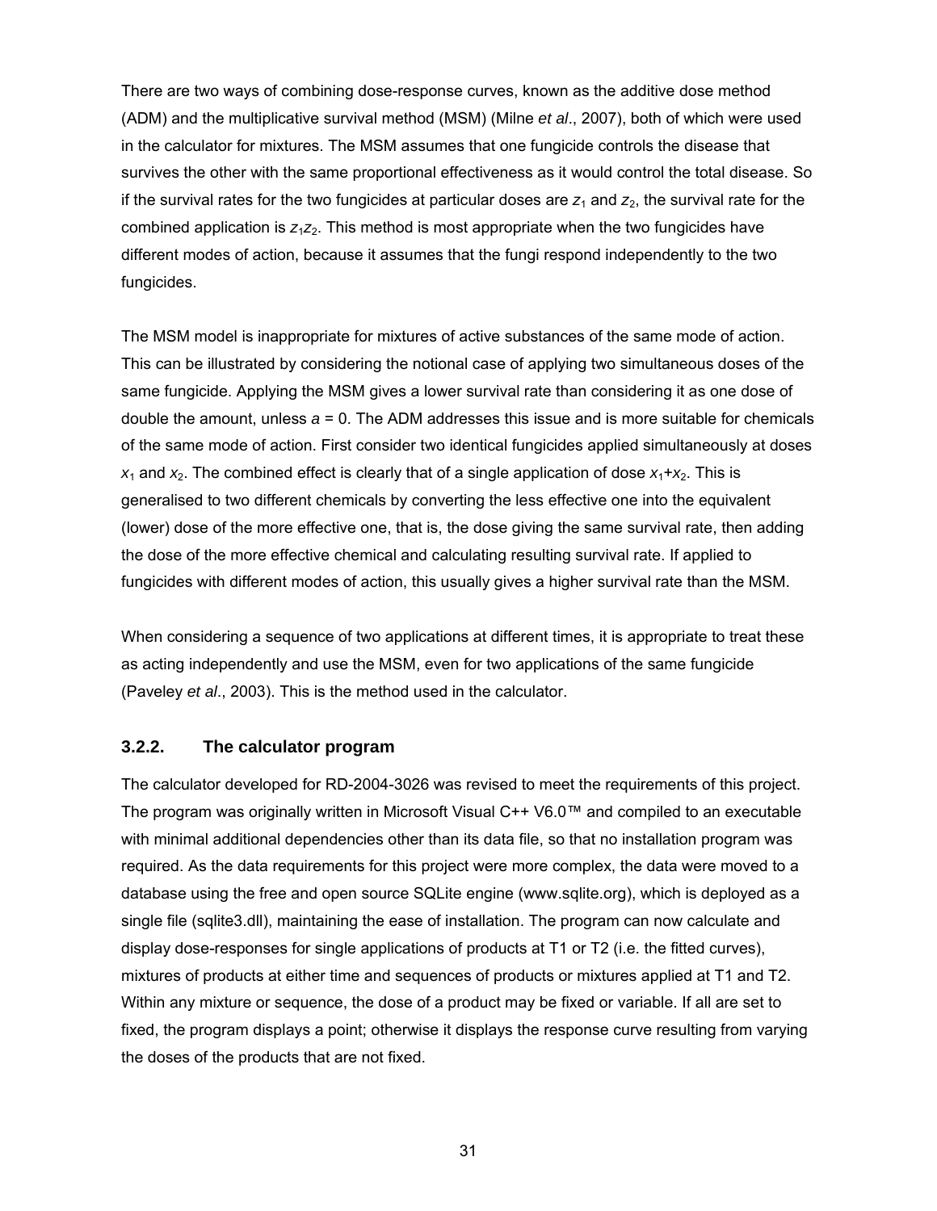There are two ways of combining dose-response curves, known as the additive dose method (ADM) and the multiplicative survival method (MSM) (Milne *et al*., 2007), both of which were used in the calculator for mixtures. The MSM assumes that one fungicide controls the disease that survives the other with the same proportional effectiveness as it would control the total disease. So if the survival rates for the two fungicides at particular doses are $z_1$ and $z_2$, the survival rate for the combined application is $z_1z_2$. This method is most appropriate when the two fungicides have different modes of action, because it assumes that the fungi respond independently to the two fungicides.

The MSM model is inappropriate for mixtures of active substances of the same mode of action. This can be illustrated by considering the notional case of applying two simultaneous doses of the same fungicide. Applying the MSM gives a lower survival rate than considering it as one dose of double the amount, unless $a = 0$. The ADM addresses this issue and is more suitable for chemicals of the same mode of action. First consider two identical fungicides applied simultaneously at doses $x_1$ and $x_2$. The combined effect is clearly that of a single application of dose $x_1+x_2$. This is generalised to two different chemicals by converting the less effective one into the equivalent (lower) dose of the more effective one, that is, the dose giving the same survival rate, then adding the dose of the more effective chemical and calculating resulting survival rate. If applied to fungicides with different modes of action, this usually gives a higher survival rate than the MSM.

When considering a sequence of two applications at different times, it is appropriate to treat these as acting independently and use the MSM, even for two applications of the same fungicide (Paveley *et al*., 2003). This is the method used in the calculator.

### 3.2.2. The calculator program

The calculator developed for RD-2004-3026 was revised to meet the requirements of this project. The program was originally written in Microsoft Visual C++ V6.0™ and compiled to an executable with minimal additional dependencies other than its data file, so that no installation program was required. As the data requirements for this project were more complex, the data were moved to a database using the free and open source SQLite engine (www.sqlite.org), which is deployed as a single file (sqlite3.dll), maintaining the ease of installation. The program can now calculate and display dose-responses for single applications of products at T1 or T2 (i.e. the fitted curves), mixtures of products at either time and sequences of products or mixtures applied at T1 and T2. Within any mixture or sequence, the dose of a product may be fixed or variable. If all are set to fixed, the program displays a point; otherwise it displays the response curve resulting from varying the doses of the products that are not fixed.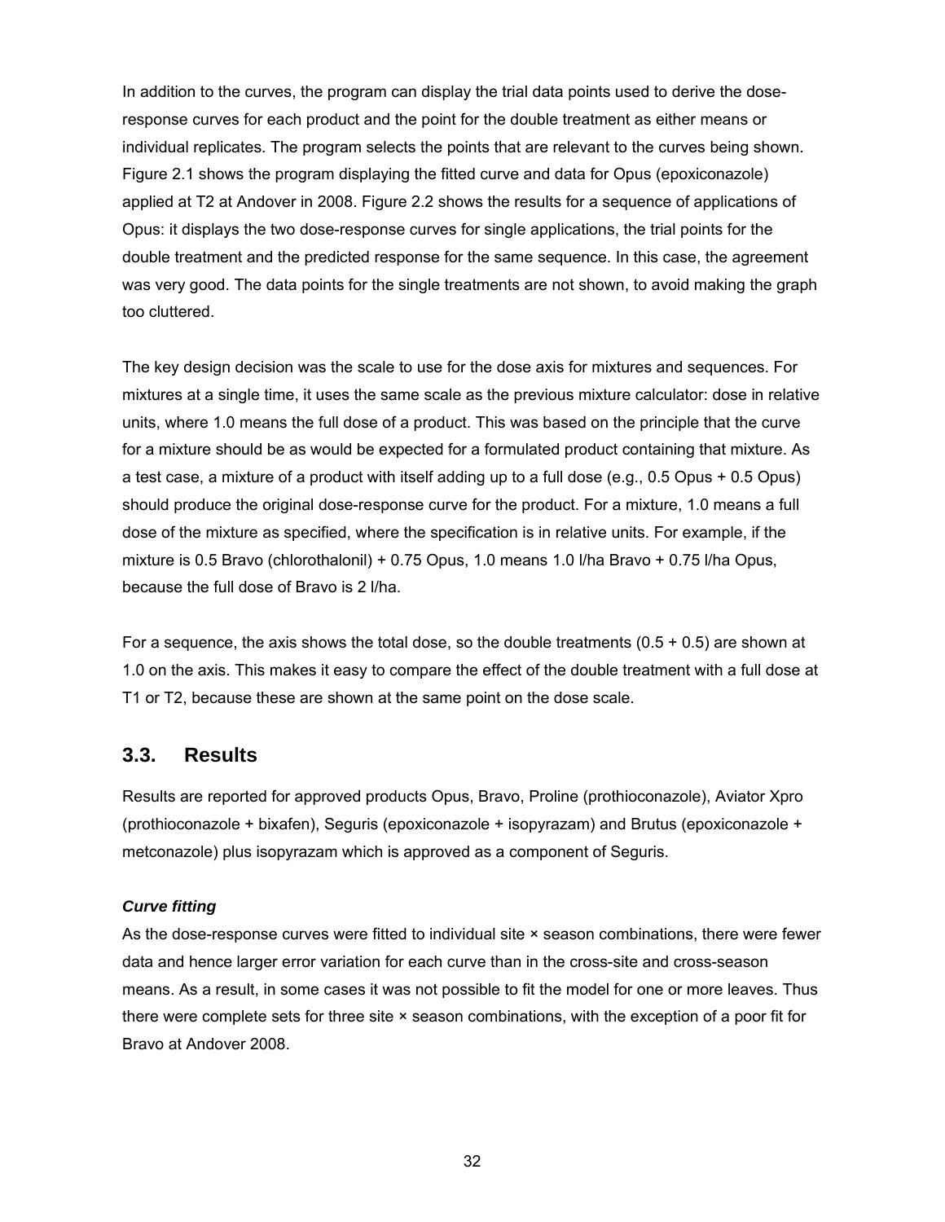In addition to the curves, the program can display the trial data points used to derive the dose-response curves for each product and the point for the double treatment as either means or individual replicates. The program selects the points that are relevant to the curves being shown. Figure 2.1 shows the program displaying the fitted curve and data for Opus (epoxiconazole) applied at T2 at Andover in 2008. Figure 2.2 shows the results for a sequence of applications of Opus: it displays the two dose-response curves for single applications, the trial points for the double treatment and the predicted response for the same sequence. In this case, the agreement was very good. The data points for the single treatments are not shown, to avoid making the graph too cluttered.

The key design decision was the scale to use for the dose axis for mixtures and sequences. For mixtures at a single time, it uses the same scale as the previous mixture calculator: dose in relative units, where 1.0 means the full dose of a product. This was based on the principle that the curve for a mixture should be as would be expected for a formulated product containing that mixture. As a test case, a mixture of a product with itself adding up to a full dose (e.g., 0.5 Opus + 0.5 Opus) should produce the original dose-response curve for the product. For a mixture, 1.0 means a full dose of the mixture as specified, where the specification is in relative units. For example, if the mixture is 0.5 Bravo (chlorothalonil) + 0.75 Opus, 1.0 means 1.0 l/ha Bravo + 0.75 l/ha Opus, because the full dose of Bravo is 2 l/ha.

For a sequence, the axis shows the total dose, so the double treatments (0.5 + 0.5) are shown at 1.0 on the axis. This makes it easy to compare the effect of the double treatment with a full dose at T1 or T2, because these are shown at the same point on the dose scale.

## 3.3. Results

Results are reported for approved products Opus, Bravo, Proline (prothioconazole), Aviator Xpro (prothioconazole + bixafen), Seguris (epoxiconazole + isopyrazam) and Brutus (epoxiconazole + metconazole) plus isopyrazam which is approved as a component of Seguris.

***Curve fitting***

As the dose-response curves were fitted to individual site × season combinations, there were fewer data and hence larger error variation for each curve than in the cross-site and cross-season means. As a result, in some cases it was not possible to fit the model for one or more leaves. Thus there were complete sets for three site × season combinations, with the exception of a poor fit for Bravo at Andover 2008.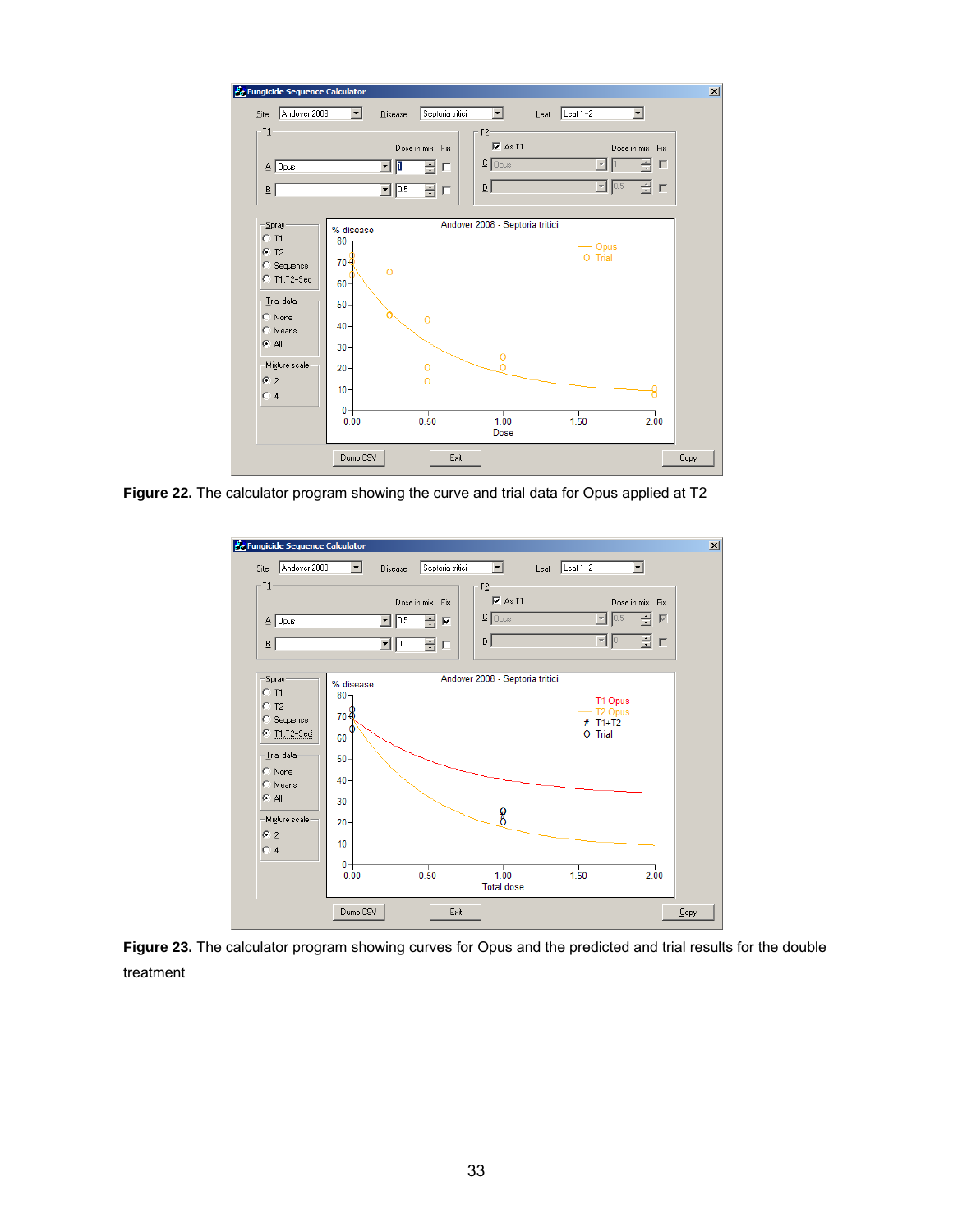Figure 22. The calculator program showing the curve and trial data for Opus applied at T2

Figure 23. The calculator program showing curves for Opus and the predicted and trial results for the double treatment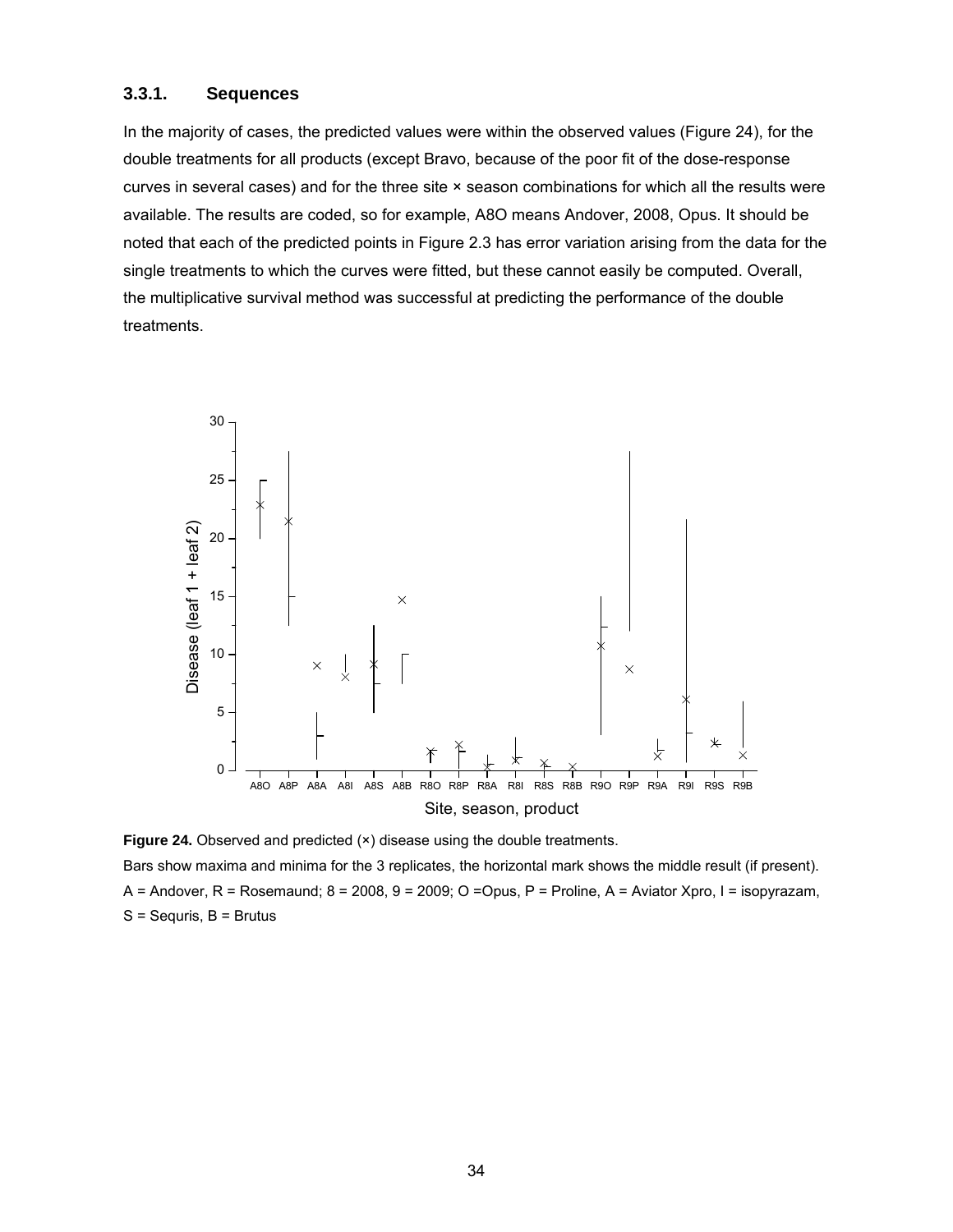### 3.3.1. Sequences

In the majority of cases, the predicted values were within the observed values (Figure 24), for the double treatments for all products (except Bravo, because of the poor fit of the dose-response curves in several cases) and for the three site × season combinations for which all the results were available. The results are coded, so for example, A8O means Andover, 2008, Opus. It should be noted that each of the predicted points in Figure 2.3 has error variation arising from the data for the single treatments to which the curves were fitted, but these cannot easily be computed. Overall, the multiplicative survival method was successful at predicting the performance of the double treatments.

**Figure 24.** Observed and predicted (×) disease using the double treatments.

Bars show maxima and minima for the 3 replicates, the horizontal mark shows the middle result (if present).

A = Andover, R = Rosemaund; 8 = 2008, 9 = 2009; O =Opus, P = Proline, A = Aviator Xpro, I = isopyrazam, S = Sequris, B = Brutus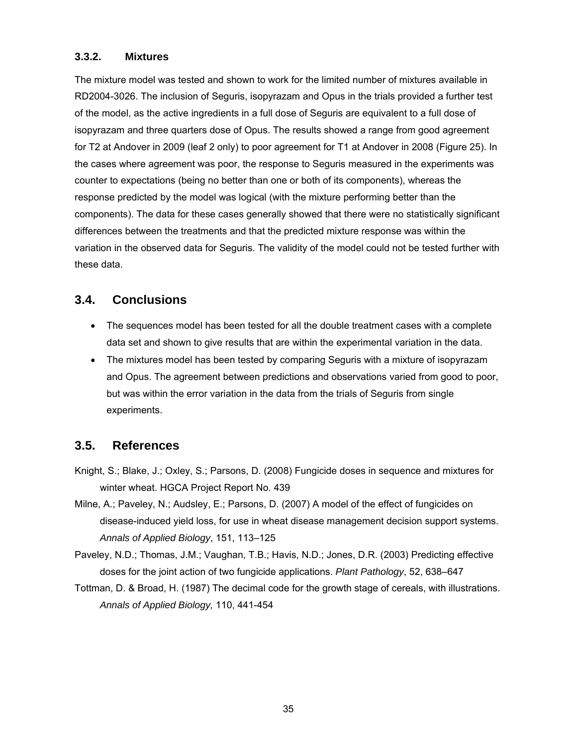### 3.3.2. Mixtures

The mixture model was tested and shown to work for the limited number of mixtures available in RD2004-3026. The inclusion of Seguris, isopyrazam and Opus in the trials provided a further test of the model, as the active ingredients in a full dose of Seguris are equivalent to a full dose of isopyrazam and three quarters dose of Opus. The results showed a range from good agreement for T2 at Andover in 2009 (leaf 2 only) to poor agreement for T1 at Andover in 2008 (Figure 25). In the cases where agreement was poor, the response to Seguris measured in the experiments was counter to expectations (being no better than one or both of its components), whereas the response predicted by the model was logical (with the mixture performing better than the components). The data for these cases generally showed that there were no statistically significant differences between the treatments and that the predicted mixture response was within the variation in the observed data for Seguris. The validity of the model could not be tested further with these data.

## 3.4. Conclusions

- The sequences model has been tested for all the double treatment cases with a complete data set and shown to give results that are within the experimental variation in the data.
- The mixtures model has been tested by comparing Seguris with a mixture of isopyrazam and Opus. The agreement between predictions and observations varied from good to poor, but was within the error variation in the data from the trials of Seguris from single experiments.

## 3.5. References

Knight, S.; Blake, J.; Oxley, S.; Parsons, D. (2008) Fungicide doses in sequence and mixtures for winter wheat. HGCA Project Report No. 439

Milne, A.; Paveley, N.; Audsley, E.; Parsons, D. (2007) A model of the effect of fungicides on disease-induced yield loss, for use in wheat disease management decision support systems. *Annals of Applied Biology*, 151, 113–125

Paveley, N.D.; Thomas, J.M.; Vaughan, T.B.; Havis, N.D.; Jones, D.R. (2003) Predicting effective doses for the joint action of two fungicide applications. *Plant Pathology*, 52, 638–647

Tottman, D. & Broad, H. (1987) The decimal code for the growth stage of cereals, with illustrations. *Annals of Applied Biology,* 110, 441-454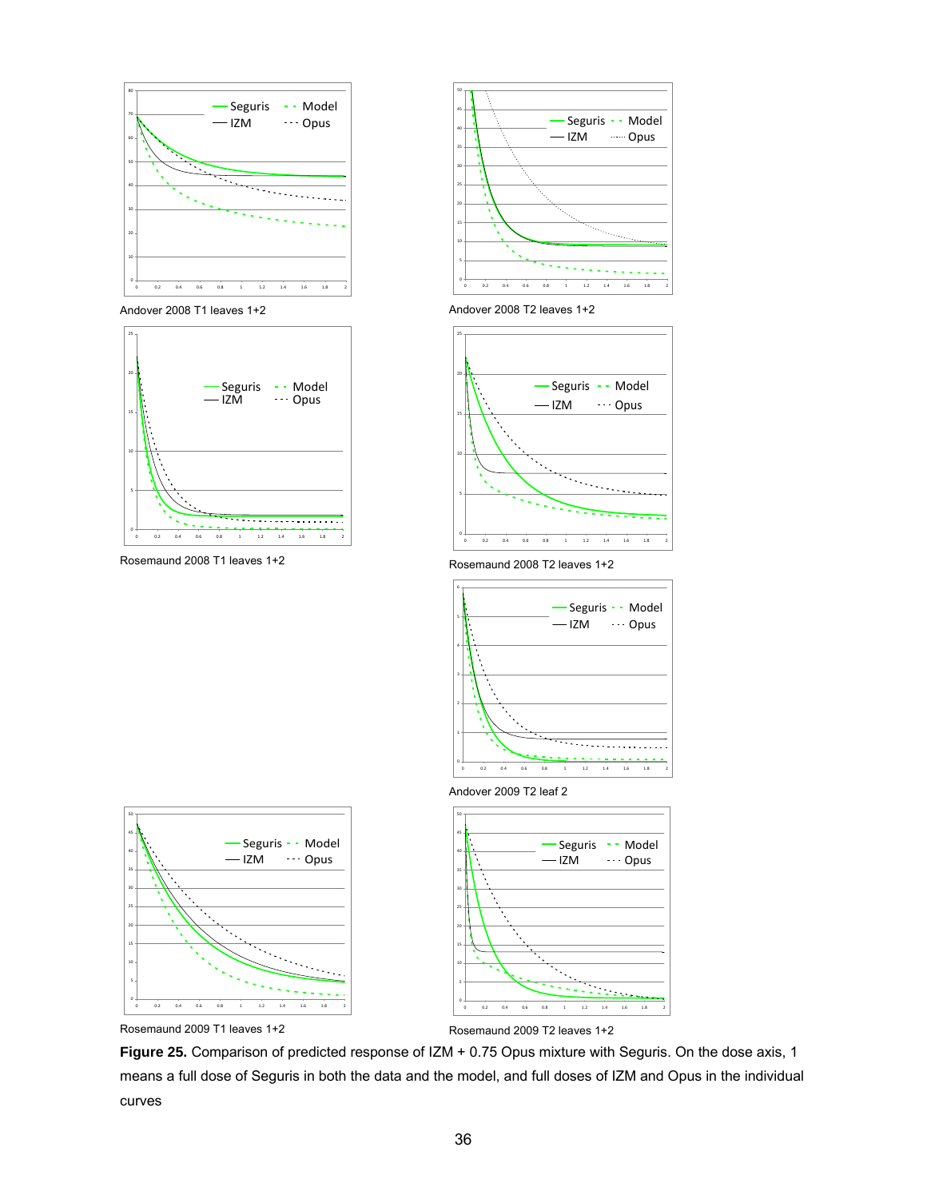Andover 2008 T1 leaves 1+2

Andover 2008 T2 leaves 1+2

Rosemaund 2008 T1 leaves 1+2

Rosemaund 2008 T2 leaves 1+2

Andover 2009 T2 leaf 2

Rosemaund 2009 T1 leaves 1+2

Rosemaund 2009 T2 leaves 1+2

**Figure 25.** Comparison of predicted response of IZM + 0.75 Opus mixture with Seguris. On the dose axis, 1 means a full dose of Seguris in both the data and the model, and full doses of IZM and Opus in the individual curves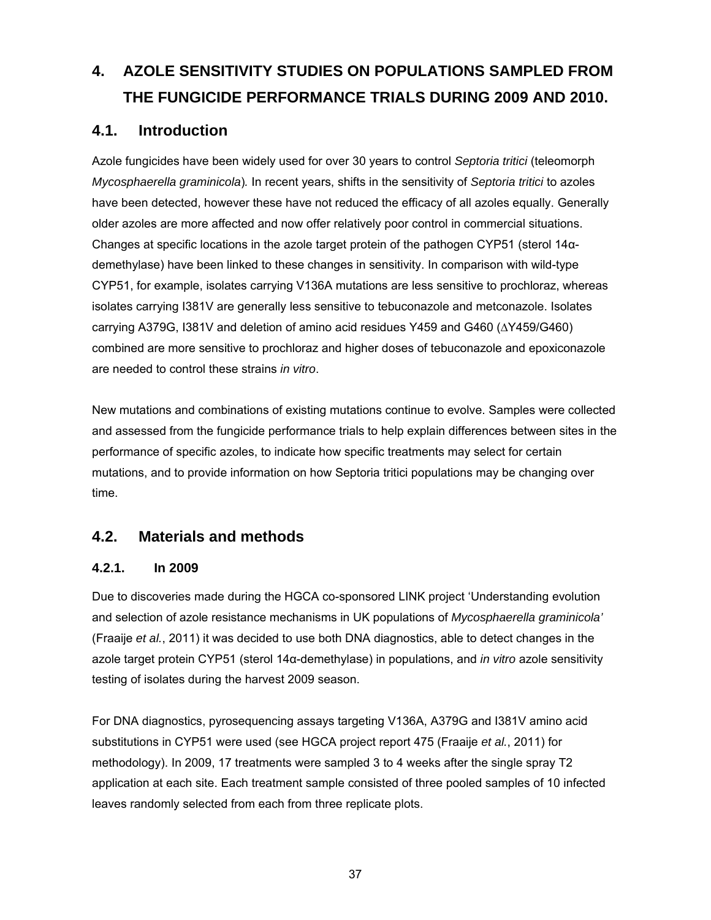# 4. AZOLE SENSITIVITY STUDIES ON POPULATIONS SAMPLED FROM THE FUNGICIDE PERFORMANCE TRIALS DURING 2009 AND 2010.

## 4.1. Introduction

Azole fungicides have been widely used for over 30 years to control *Septoria tritici* (teleomorph *Mycosphaerella graminicola*)*.* In recent years, shifts in the sensitivity of *Septoria tritici* to azoles have been detected, however these have not reduced the efficacy of all azoles equally. Generally older azoles are more affected and now offer relatively poor control in commercial situations. Changes at specific locations in the azole target protein of the pathogen CYP51 (sterol 14α-demethylase) have been linked to these changes in sensitivity. In comparison with wild-type CYP51, for example, isolates carrying V136A mutations are less sensitive to prochloraz, whereas isolates carrying I381V are generally less sensitive to tebuconazole and metconazole. Isolates carrying A379G, I381V and deletion of amino acid residues Y459 and G460 (∆Y459/G460) combined are more sensitive to prochloraz and higher doses of tebuconazole and epoxiconazole are needed to control these strains *in vitro*.

New mutations and combinations of existing mutations continue to evolve. Samples were collected and assessed from the fungicide performance trials to help explain differences between sites in the performance of specific azoles, to indicate how specific treatments may select for certain mutations, and to provide information on how Septoria tritici populations may be changing over time.

## 4.2. Materials and methods

### 4.2.1. In 2009

Due to discoveries made during the HGCA co-sponsored LINK project 'Understanding evolution and selection of azole resistance mechanisms in UK populations of *Mycosphaerella graminicola'* (Fraaije *et al.*, 2011) it was decided to use both DNA diagnostics, able to detect changes in the azole target protein CYP51 (sterol 14α-demethylase) in populations, and *in vitro* azole sensitivity testing of isolates during the harvest 2009 season.

For DNA diagnostics, pyrosequencing assays targeting V136A, A379G and I381V amino acid substitutions in CYP51 were used (see HGCA project report 475 (Fraaije *et al.*, 2011) for methodology). In 2009, 17 treatments were sampled 3 to 4 weeks after the single spray T2 application at each site. Each treatment sample consisted of three pooled samples of 10 infected leaves randomly selected from each from three replicate plots.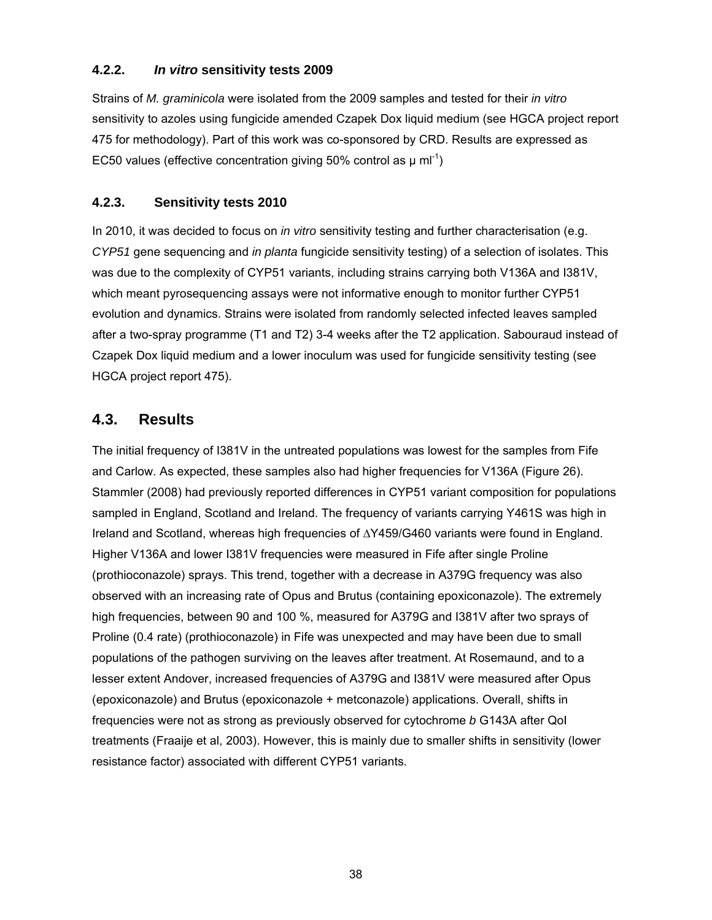### 4.2.2. *In vitro* sensitivity tests 2009

Strains of *M. graminicola* were isolated from the 2009 samples and tested for their *in vitro* sensitivity to azoles using fungicide amended Czapek Dox liquid medium (see HGCA project report 475 for methodology). Part of this work was co-sponsored by CRD. Results are expressed as EC50 values (effective concentration giving 50% control as µ $ml^{-1}$)

### 4.2.3. Sensitivity tests 2010

In 2010, it was decided to focus on *in vitro* sensitivity testing and further characterisation (e.g. *CYP51* gene sequencing and *in planta* fungicide sensitivity testing) of a selection of isolates. This was due to the complexity of CYP51 variants, including strains carrying both V136A and I381V, which meant pyrosequencing assays were not informative enough to monitor further CYP51 evolution and dynamics. Strains were isolated from randomly selected infected leaves sampled after a two-spray programme (T1 and T2) 3-4 weeks after the T2 application. Sabouraud instead of Czapek Dox liquid medium and a lower inoculum was used for fungicide sensitivity testing (see HGCA project report 475).

## 4.3. Results

The initial frequency of I381V in the untreated populations was lowest for the samples from Fife and Carlow. As expected, these samples also had higher frequencies for V136A (Figure 26). Stammler (2008) had previously reported differences in CYP51 variant composition for populations sampled in England, Scotland and Ireland. The frequency of variants carrying Y461S was high in Ireland and Scotland, whereas high frequencies of ∆Y459/G460 variants were found in England. Higher V136A and lower I381V frequencies were measured in Fife after single Proline (prothioconazole) sprays. This trend, together with a decrease in A379G frequency was also observed with an increasing rate of Opus and Brutus (containing epoxiconazole). The extremely high frequencies, between 90 and 100 %, measured for A379G and I381V after two sprays of Proline (0.4 rate) (prothioconazole) in Fife was unexpected and may have been due to small populations of the pathogen surviving on the leaves after treatment. At Rosemaund, and to a lesser extent Andover, increased frequencies of A379G and I381V were measured after Opus (epoxiconazole) and Brutus (epoxiconazole + metconazole) applications. Overall, shifts in frequencies were not as strong as previously observed for cytochrome *b* G143A after QoI treatments (Fraaije et al, 2003). However, this is mainly due to smaller shifts in sensitivity (lower resistance factor) associated with different CYP51 variants.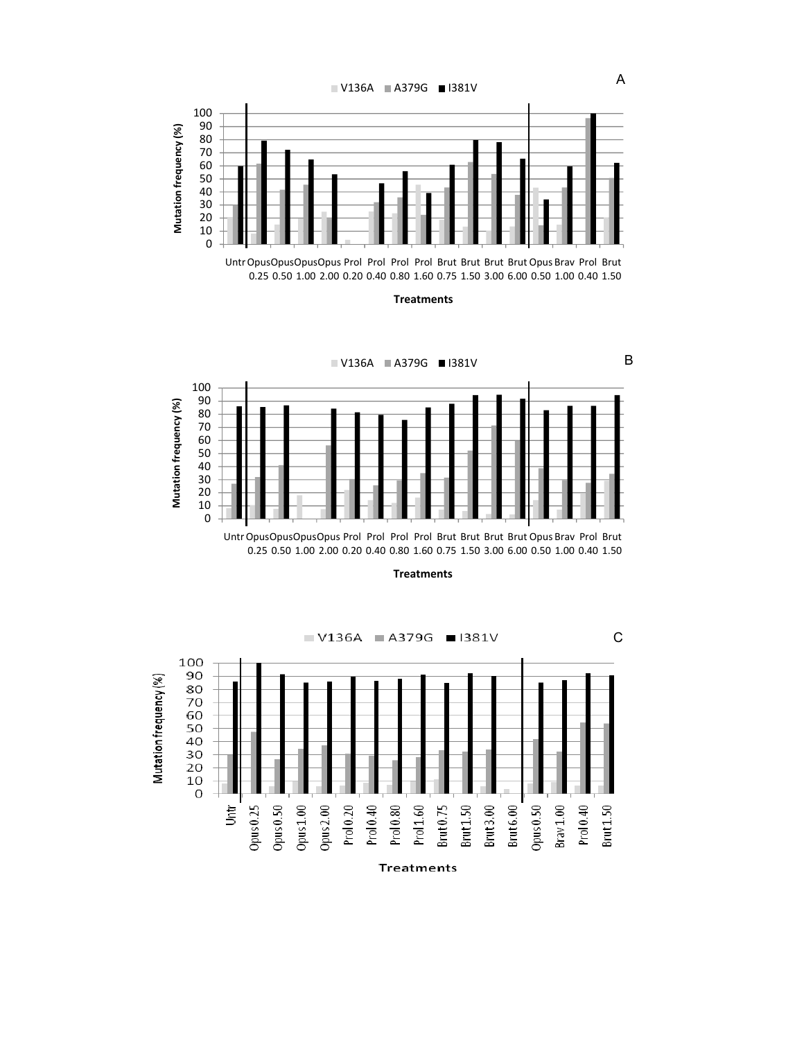A

V136A  A379G  I381V

Mutation frequency (%)

Untr Opus 0.25 Opus 0.50 Opus 1.00 Opus 2.00 Prol 0.20 Prol 0.40 Prol 0.80 Prol 1.60 Brut 0.75 Brut 1.50 Brut 3.00 Brut 6.00 Opus 0.50 Brav 1.00 Prol 0.40 Brut 1.50

Treatments

B

V136A  A379G  I381V

Mutation frequency (%)

Untr Opus 0.25 Opus 0.50 Opus 1.00 Opus 2.00 Prol 0.20 Prol 0.40 Prol 0.80 Prol 1.60 Brut 0.75 Brut 1.50 Brut 3.00 Brut 6.00 Opus 0.50 Brav 1.00 Prol 0.40 Brut 1.50

Treatments

C

V136A  A379G  I381V

Mutation frequency (%)

Untr Opus 0.25 Opus 0.50 Opus 1.00 Opus 2.00 Prol 0.20 Prol 0.40 Prol 0.80 Prol 1.60 Brut 0.75 Brut 1.50 Brut 3.00 Brut 6.00 Opus 0.50 Brav 1.00 Prol 0.40 Brut 1.50

Treatments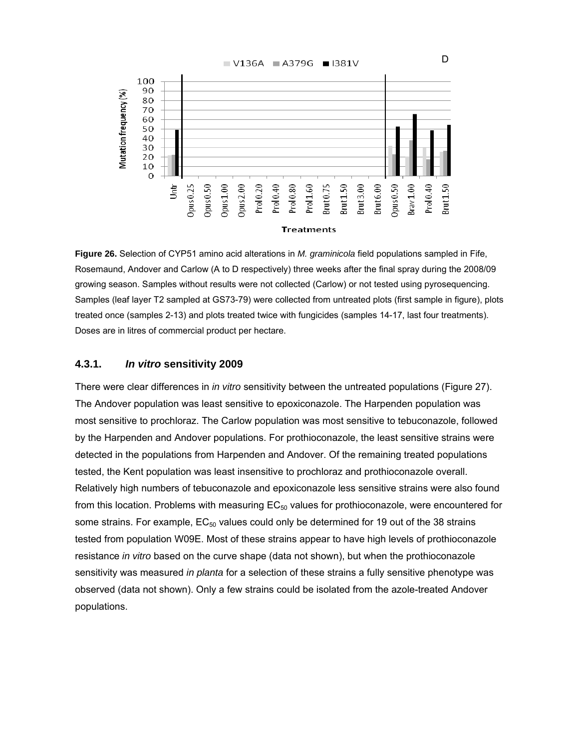**Figure 26.** Selection of CYP51 amino acid alterations in *M. graminicola* field populations sampled in Fife, Rosemaund, Andover and Carlow (A to D respectively) three weeks after the final spray during the 2008/09 growing season. Samples without results were not collected (Carlow) or not tested using pyrosequencing. Samples (leaf layer T2 sampled at GS73-79) were collected from untreated plots (first sample in figure), plots treated once (samples 2-13) and plots treated twice with fungicides (samples 14-17, last four treatments). Doses are in litres of commercial product per hectare.

### 4.3.1. *In vitro* sensitivity 2009

There were clear differences in *in vitro* sensitivity between the untreated populations (Figure 27). The Andover population was least sensitive to epoxiconazole. The Harpenden population was most sensitive to prochloraz. The Carlow population was most sensitive to tebuconazole, followed by the Harpenden and Andover populations. For prothioconazole, the least sensitive strains were detected in the populations from Harpenden and Andover. Of the remaining treated populations tested, the Kent population was least insensitive to prochloraz and prothioconazole overall. Relatively high numbers of tebuconazole and epoxiconazole less sensitive strains were also found from this location. Problems with measuring $EC_{50}$ values for prothioconazole, were encountered for some strains. For example, $EC_{50}$ values could only be determined for 19 out of the 38 strains tested from population W09E. Most of these strains appear to have high levels of prothioconazole resistance *in vitro* based on the curve shape (data not shown), but when the prothioconazole sensitivity was measured *in planta* for a selection of these strains a fully sensitive phenotype was observed (data not shown). Only a few strains could be isolated from the azole-treated Andover populations.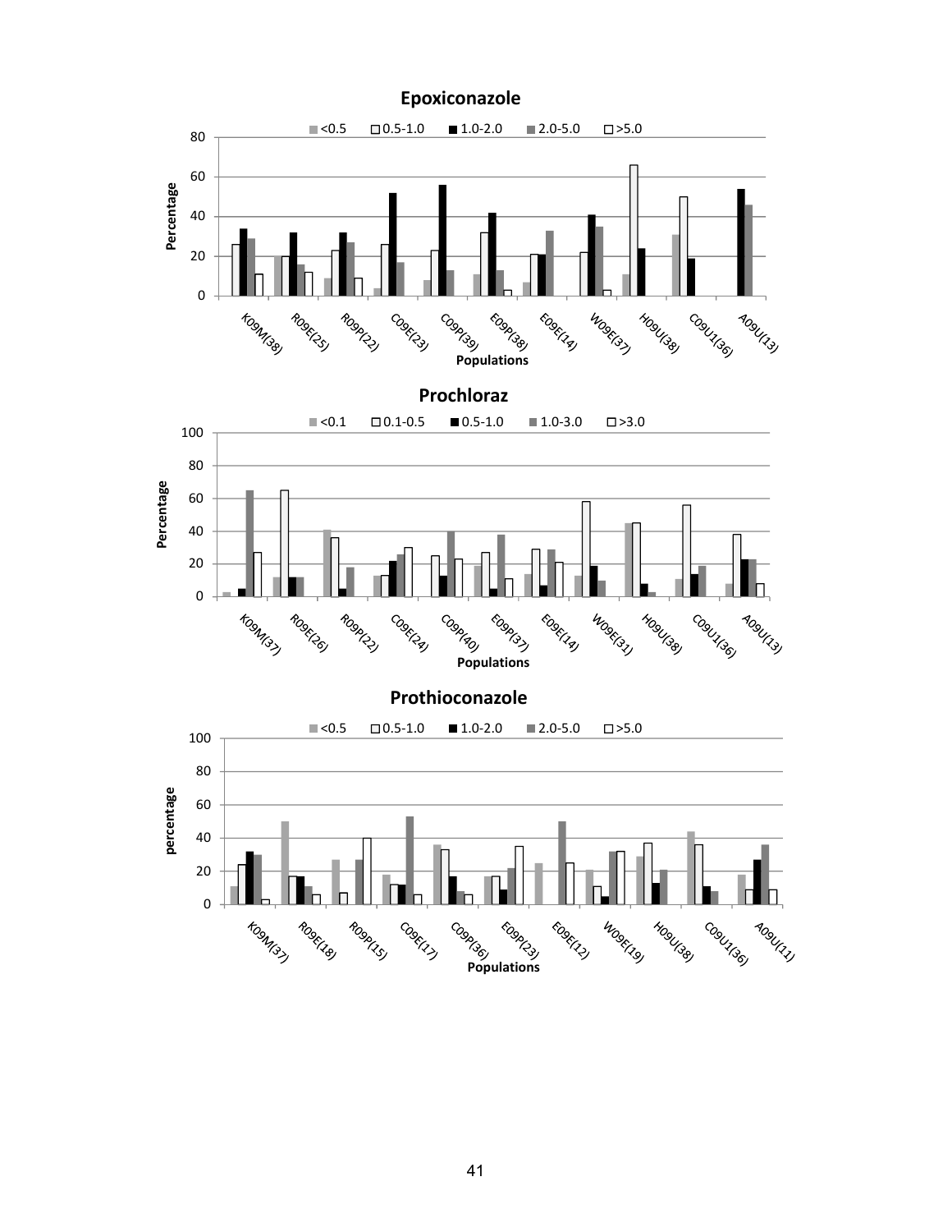## Epoxiconazole

Legend: <0.5 | 0.5-1.0 | 1.0-2.0 | 2.0-5.0 | >5.0

Y-axis: Percentage (0–80)

X-axis: Populations — K09M(38), R09E(25), R09P(22), C09E(23), C09P(39), E09P(38), E09E(14), W09E(37), H09U(38), C09U1(36), A09U(13)

## Prochloraz

Legend: <0.1 | 0.1-0.5 | 0.5-1.0 | 1.0-3.0 | >3.0

Y-axis: Percentage (0–100)

X-axis: Populations — K09M(37), R09E(26), R09P(22), C09E(24), C09P(40), E09P(37), E09E(14), W09E(31), H09U(38), C09U1(36), A09U(13)

## Prothioconazole

Legend: <0.5 | 0.5-1.0 | 1.0-2.0 | 2.0-5.0 | >5.0

Y-axis: percentage (0–100)

X-axis: Populations — K09M(37), R09E(18), R09P(15), C09E(17), C09P(36), E09P(23), E09E(12), W09E(19), H09U(38), C09U1(36), A09U(11)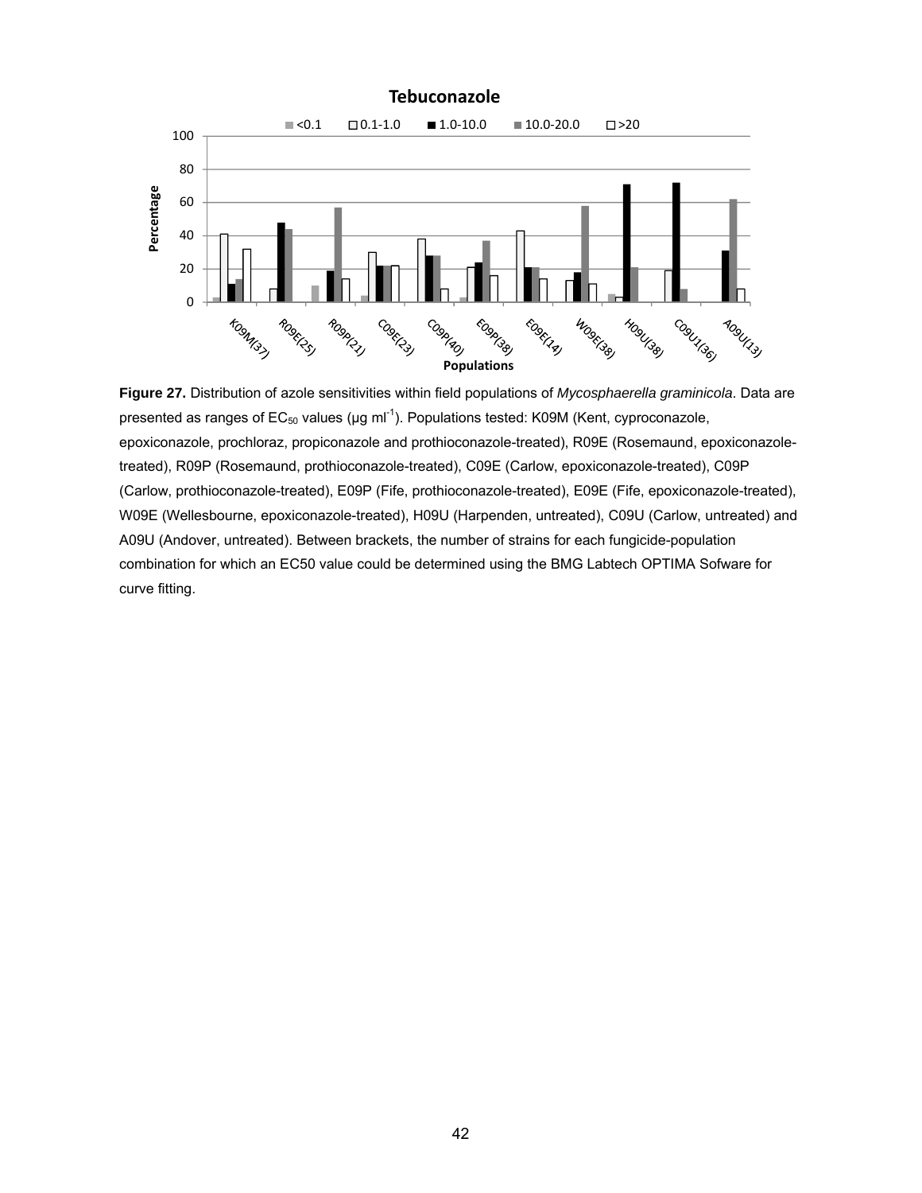**Tebuconazole**

**Figure 27.** Distribution of azole sensitivities within field populations of *Mycosphaerella graminicola*. Data are presented as ranges of $EC_{50}$ values (µg $ml^{-1}$). Populations tested: K09M (Kent, cyproconazole, epoxiconazole, prochloraz, propiconazole and prothioconazole-treated), R09E (Rosemaund, epoxiconazole-treated), R09P (Rosemaund, prothioconazole-treated), C09E (Carlow, epoxiconazole-treated), C09P (Carlow, prothioconazole-treated), E09P (Fife, prothioconazole-treated), E09E (Fife, epoxiconazole-treated), W09E (Wellesbourne, epoxiconazole-treated), H09U (Harpenden, untreated), C09U (Carlow, untreated) and A09U (Andover, untreated). Between brackets, the number of strains for each fungicide-population combination for which an EC50 value could be determined using the BMG Labtech OPTIMA Sofware for curve fitting.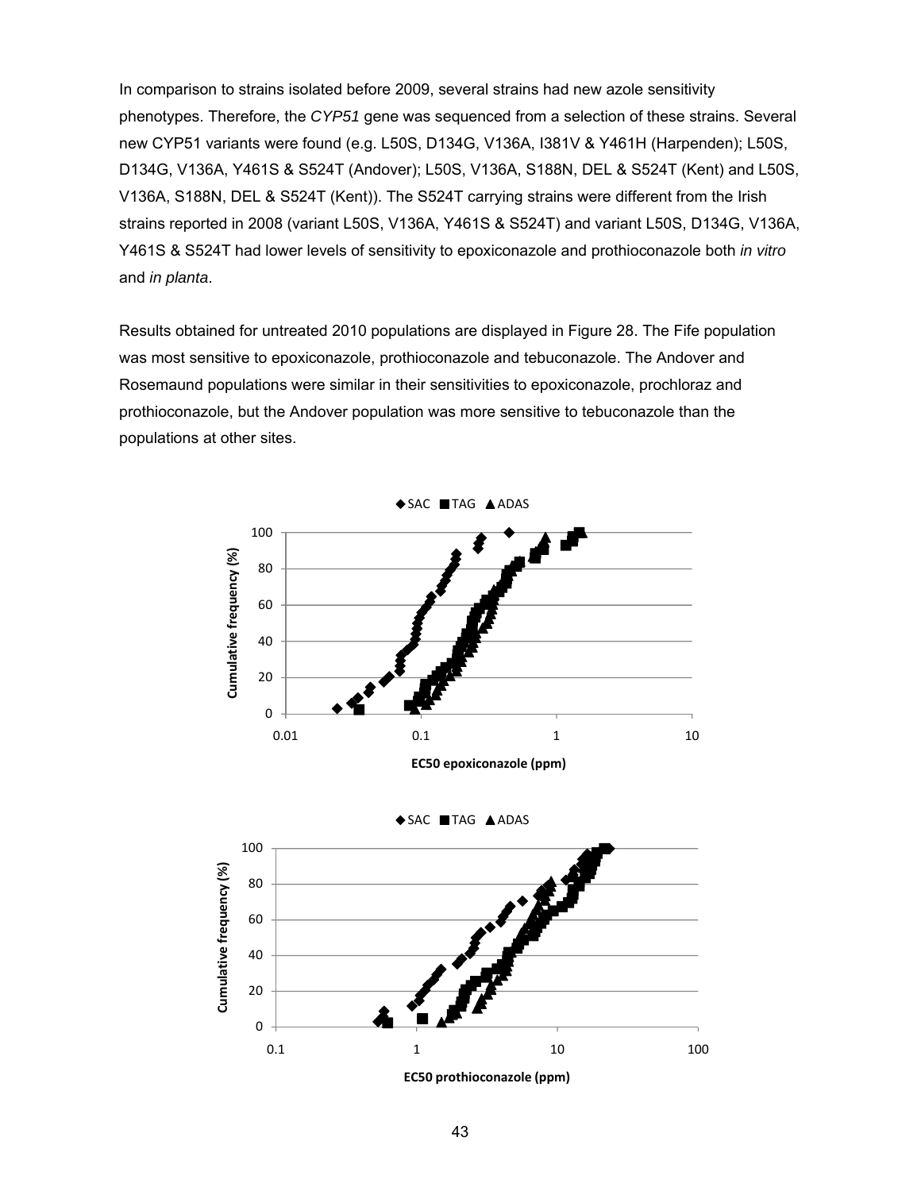In comparison to strains isolated before 2009, several strains had new azole sensitivity phenotypes. Therefore, the *CYP51* gene was sequenced from a selection of these strains. Several new CYP51 variants were found (e.g. L50S, D134G, V136A, I381V & Y461H (Harpenden); L50S, D134G, V136A, Y461S & S524T (Andover); L50S, V136A, S188N, DEL & S524T (Kent) and L50S, V136A, S188N, DEL & S524T (Kent)). The S524T carrying strains were different from the Irish strains reported in 2008 (variant L50S, V136A, Y461S & S524T) and variant L50S, D134G, V136A, Y461S & S524T had lower levels of sensitivity to epoxiconazole and prothioconazole both *in vitro* and *in planta*.

Results obtained for untreated 2010 populations are displayed in Figure 28. The Fife population was most sensitive to epoxiconazole, prothioconazole and tebuconazole. The Andover and Rosemaund populations were similar in their sensitivities to epoxiconazole, prochloraz and prothioconazole, but the Andover population was more sensitive to tebuconazole than the populations at other sites.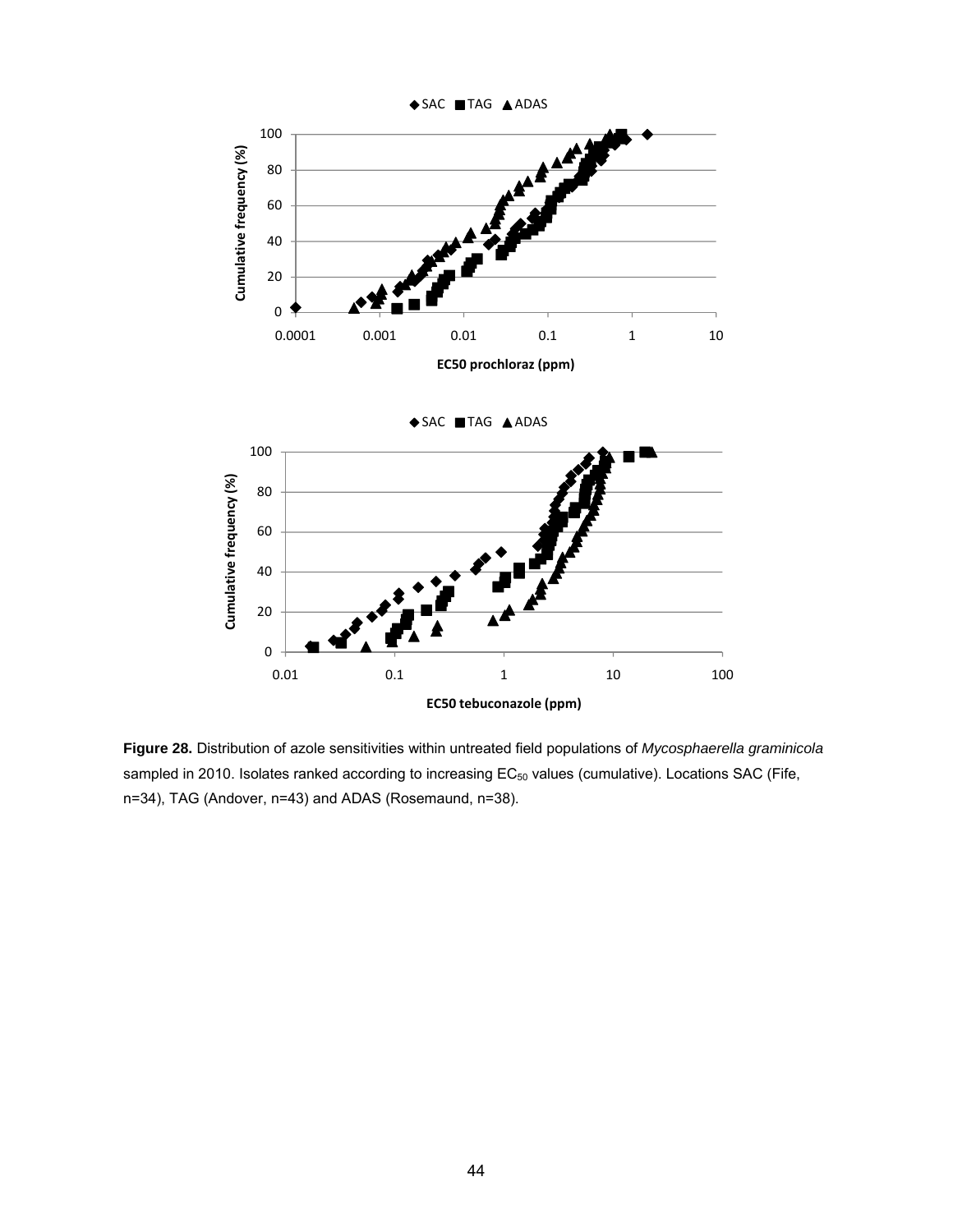**Figure 28.** Distribution of azole sensitivities within untreated field populations of *Mycosphaerella graminicola* sampled in 2010. Isolates ranked according to increasing $EC_{50}$ values (cumulative). Locations SAC (Fife, n=34), TAG (Andover, n=43) and ADAS (Rosemaund, n=38).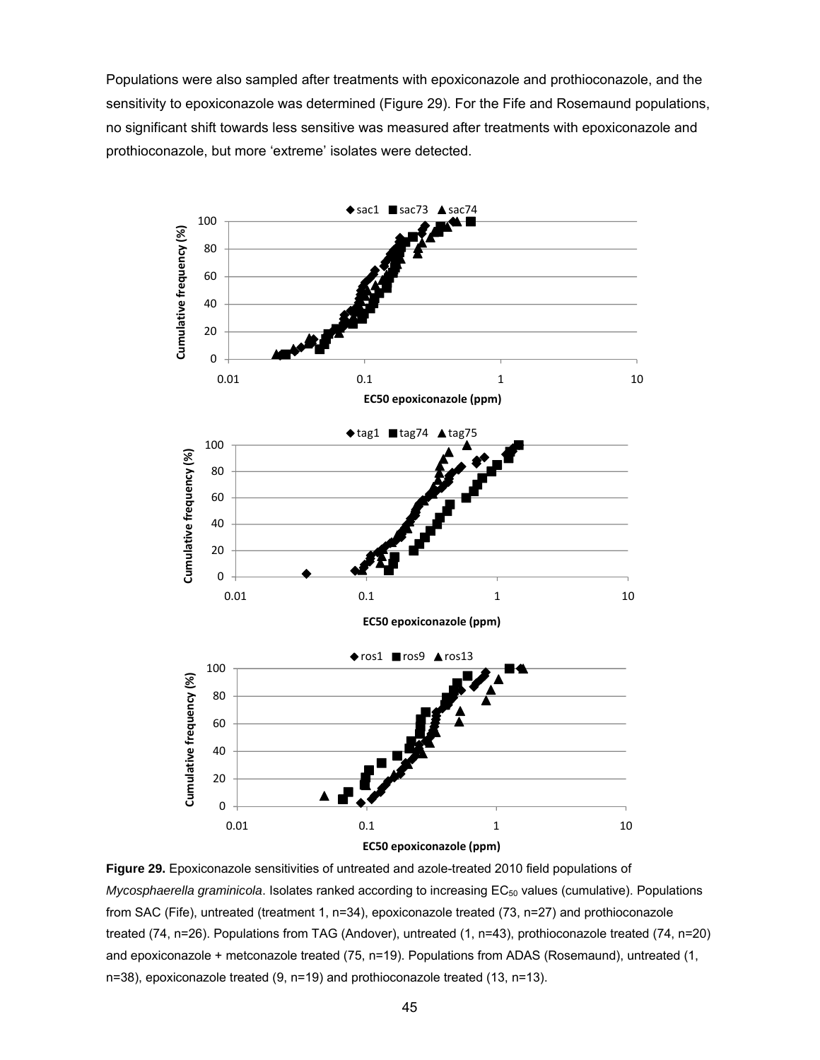Populations were also sampled after treatments with epoxiconazole and prothioconazole, and the sensitivity to epoxiconazole was determined (Figure 29). For the Fife and Rosemaund populations, no significant shift towards less sensitive was measured after treatments with epoxiconazole and prothioconazole, but more 'extreme' isolates were detected.

**Figure 29.** Epoxiconazole sensitivities of untreated and azole-treated 2010 field populations of *Mycosphaerella graminicola*. Isolates ranked according to increasing $EC_{50}$ values (cumulative). Populations from SAC (Fife), untreated (treatment 1, n=34), epoxiconazole treated (73, n=27) and prothioconazole treated (74, n=26). Populations from TAG (Andover), untreated (1, n=43), prothioconazole treated (74, n=20) and epoxiconazole + metconazole treated (75, n=19). Populations from ADAS (Rosemaund), untreated (1, n=38), epoxiconazole treated (9, n=19) and prothioconazole treated (13, n=13).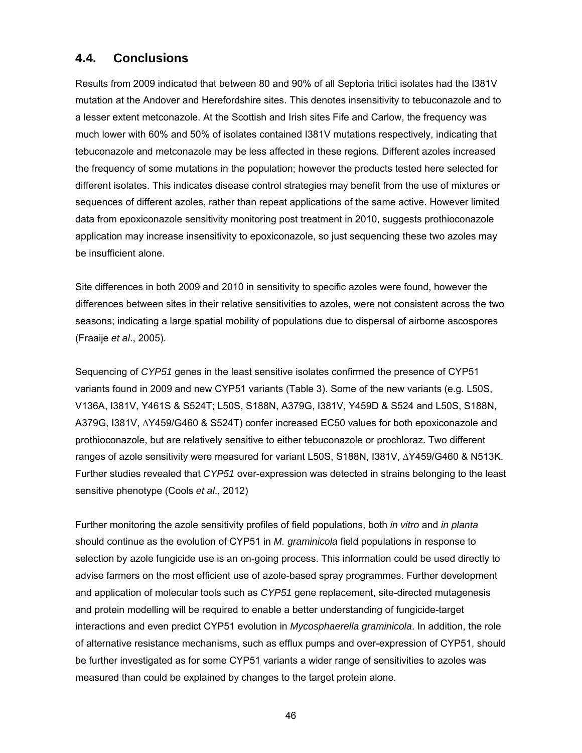## 4.4. Conclusions

Results from 2009 indicated that between 80 and 90% of all Septoria tritici isolates had the I381V mutation at the Andover and Herefordshire sites. This denotes insensitivity to tebuconazole and to a lesser extent metconazole. At the Scottish and Irish sites Fife and Carlow, the frequency was much lower with 60% and 50% of isolates contained I381V mutations respectively, indicating that tebuconazole and metconazole may be less affected in these regions. Different azoles increased the frequency of some mutations in the population; however the products tested here selected for different isolates. This indicates disease control strategies may benefit from the use of mixtures or sequences of different azoles, rather than repeat applications of the same active. However limited data from epoxiconazole sensitivity monitoring post treatment in 2010, suggests prothioconazole application may increase insensitivity to epoxiconazole, so just sequencing these two azoles may be insufficient alone.

Site differences in both 2009 and 2010 in sensitivity to specific azoles were found, however the differences between sites in their relative sensitivities to azoles, were not consistent across the two seasons; indicating a large spatial mobility of populations due to dispersal of airborne ascospores (Fraaije *et al*., 2005).

Sequencing of *CYP51* genes in the least sensitive isolates confirmed the presence of CYP51 variants found in 2009 and new CYP51 variants (Table 3). Some of the new variants (e.g. L50S, V136A, I381V, Y461S & S524T; L50S, S188N, A379G, I381V, Y459D & S524 and L50S, S188N, A379G, I381V, ∆Y459/G460 & S524T) confer increased EC50 values for both epoxiconazole and prothioconazole, but are relatively sensitive to either tebuconazole or prochloraz. Two different ranges of azole sensitivity were measured for variant L50S, S188N, I381V, ∆Y459/G460 & N513K. Further studies revealed that *CYP51* over-expression was detected in strains belonging to the least sensitive phenotype (Cools *et al*., 2012)

Further monitoring the azole sensitivity profiles of field populations, both *in vitro* and *in planta* should continue as the evolution of CYP51 in *M. graminicola* field populations in response to selection by azole fungicide use is an on-going process. This information could be used directly to advise farmers on the most efficient use of azole-based spray programmes. Further development and application of molecular tools such as *CYP51* gene replacement, site-directed mutagenesis and protein modelling will be required to enable a better understanding of fungicide-target interactions and even predict CYP51 evolution in *Mycosphaerella graminicola*. In addition, the role of alternative resistance mechanisms, such as efflux pumps and over-expression of CYP51, should be further investigated as for some CYP51 variants a wider range of sensitivities to azoles was measured than could be explained by changes to the target protein alone.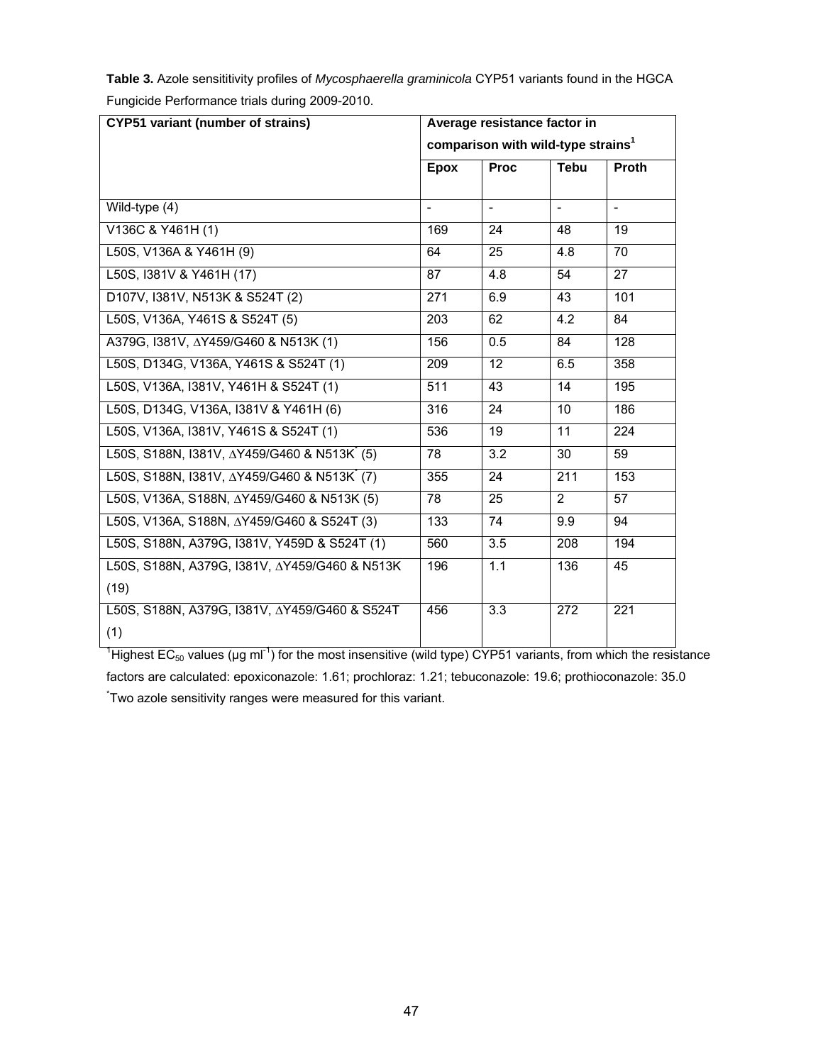**Table 3.** Azole sensititivity profiles of *Mycosphaerella graminicola* CYP51 variants found in the HGCA Fungicide Performance trials during 2009-2010.

| CYP51 variant (number of strains) | Average resistance factor in comparison with wild-type strains[1] | | | |
|---|---|---|---|---|
| | **Epox** | **Proc** | **Tebu** | **Proth** |
| Wild-type (4) | - | - | - | - |
| V136C & Y461H (1) | 169 | 24 | 48 | 19 |
| L50S, V136A & Y461H (9) | 64 | 25 | 4.8 | 70 |
| L50S, I381V & Y461H (17) | 87 | 4.8 | 54 | 27 |
| D107V, I381V, N513K & S524T (2) | 271 | 6.9 | 43 | 101 |
| L50S, V136A, Y461S & S524T (5) | 203 | 62 | 4.2 | 84 |
| A379G, I381V, ∆Y459/G460 & N513K (1) | 156 | 0.5 | 84 | 128 |
| L50S, D134G, V136A, Y461S & S524T (1) | 209 | 12 | 6.5 | 358 |
| L50S, V136A, I381V, Y461H & S524T (1) | 511 | 43 | 14 | 195 |
| L50S, D134G, V136A, I381V & Y461H (6) | 316 | 24 | 10 | 186 |
| L50S, V136A, I381V, Y461S & S524T (1) | 536 | 19 | 11 | 224 |
| L50S, S188N, I381V, ∆Y459/G460 & N513K* (5) | 78 | 3.2 | 30 | 59 |
| L50S, S188N, I381V, ∆Y459/G460 & N513K* (7) | 355 | 24 | 211 | 153 |
| L50S, V136A, S188N, ∆Y459/G460 & N513K (5) | 78 | 25 | 2 | 57 |
| L50S, V136A, S188N, ∆Y459/G460 & S524T (3) | 133 | 74 | 9.9 | 94 |
| L50S, S188N, A379G, I381V, Y459D & S524T (1) | 560 | 3.5 | 208 | 194 |
| L50S, S188N, A379G, I381V, ∆Y459/G460 & N513K (19) | 196 | 1.1 | 136 | 45 |
| L50S, S188N, A379G, I381V, ∆Y459/G460 & S524T (1) | 456 | 3.3 | 272 | 221 |

[1]Highest $EC_{50}$ values (μg $ml^{-1}$) for the most insensitive (wild type) CYP51 variants, from which the resistance factors are calculated: epoxiconazole: 1.61; prochloraz: 1.21; tebuconazole: 19.6; prothioconazole: 35.0

*Two azole sensitivity ranges were measured for this variant.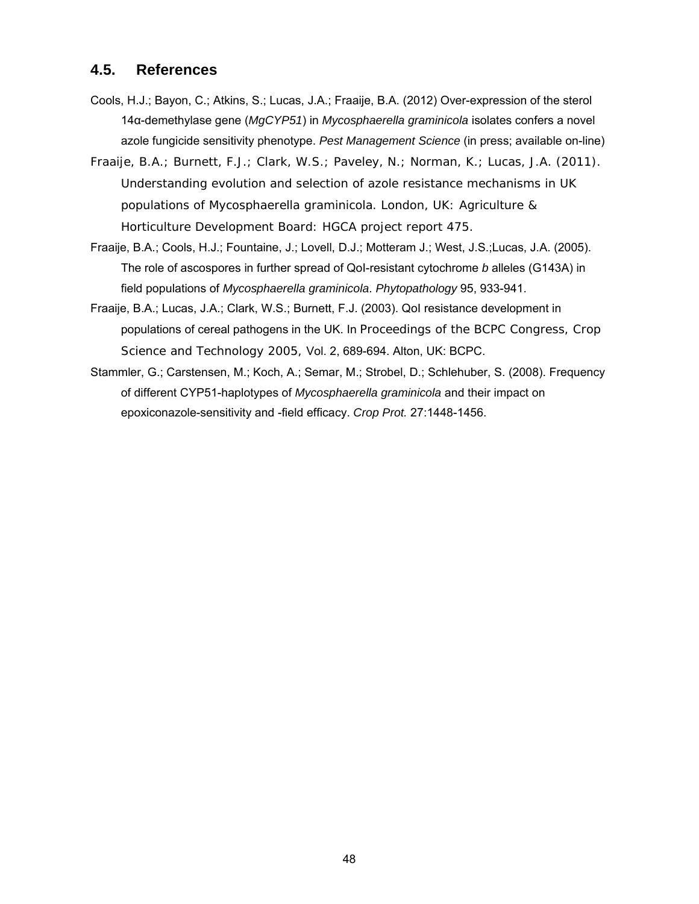## 4.5. References

Cools, H.J.; Bayon, C.; Atkins, S.; Lucas, J.A.; Fraaije, B.A. (2012) Over-expression of the sterol 14α-demethylase gene (*MgCYP51*) in *Mycosphaerella graminicola* isolates confers a novel azole fungicide sensitivity phenotype. *Pest Management Science* (in press; available on-line)

Fraaije, B.A.; Burnett, F.J.; Clark, W.S.; Paveley, N.; Norman, K.; Lucas, J.A. (2011). Understanding evolution and selection of azole resistance mechanisms in UK populations of Mycosphaerella graminicola. London, UK: Agriculture & Horticulture Development Board: HGCA project report 475.

Fraaije, B.A.; Cools, H.J.; Fountaine, J.; Lovell, D.J.; Motteram J.; West, J.S.;Lucas, J.A. (2005). The role of ascospores in further spread of QoI-resistant cytochrome *b* alleles (G143A) in field populations of *Mycosphaerella graminicola*. *Phytopathology* 95, 933-941.

Fraaije, B.A.; Lucas, J.A.; Clark, W.S.; Burnett, F.J. (2003). QoI resistance development in populations of cereal pathogens in the UK. In Proceedings of the BCPC Congress, Crop Science and Technology 2005, Vol. 2, 689-694. Alton, UK: BCPC.

Stammler, G.; Carstensen, M.; Koch, A.; Semar, M.; Strobel, D.; Schlehuber, S. (2008). Frequency of different CYP51-haplotypes of *Mycosphaerella graminicola* and their impact on epoxiconazole-sensitivity and -field efficacy. *Crop Prot.* 27:1448-1456.